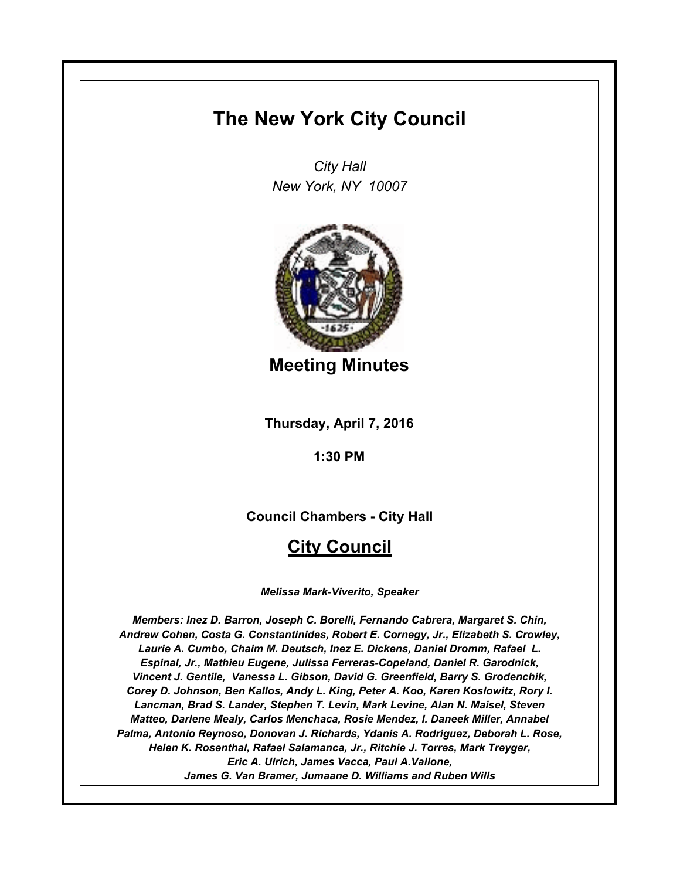# The New York City Council

*City Hall*
*New York, NY 10007*

## Meeting Minutes

**Thursday, April 7, 2016**

**1:30 PM**

**Council Chambers - City Hall**

## City Council

***Melissa Mark-Viverito, Speaker***

***Members: Inez D. Barron, Joseph C. Borelli, Fernando Cabrera, Margaret S. Chin, Andrew Cohen, Costa G. Constantinides, Robert E. Cornegy, Jr., Elizabeth S. Crowley, Laurie A. Cumbo, Chaim M. Deutsch, Inez E. Dickens, Daniel Dromm, Rafael L. Espinal, Jr., Mathieu Eugene, Julissa Ferreras-Copeland, Daniel R. Garodnick, Vincent J. Gentile, Vanessa L. Gibson, David G. Greenfield, Barry S. Grodenchik, Corey D. Johnson, Ben Kallos, Andy L. King, Peter A. Koo, Karen Koslowitz, Rory I. Lancman, Brad S. Lander, Stephen T. Levin, Mark Levine, Alan N. Maisel, Steven Matteo, Darlene Mealy, Carlos Menchaca, Rosie Mendez, I. Daneek Miller, Annabel Palma, Antonio Reynoso, Donovan J. Richards, Ydanis A. Rodriguez, Deborah L. Rose, Helen K. Rosenthal, Rafael Salamanca, Jr., Ritchie J. Torres, Mark Treyger, Eric A. Ulrich, James Vacca, Paul A.Vallone, James G. Van Bramer, Jumaane D. Williams and Ruben Wills***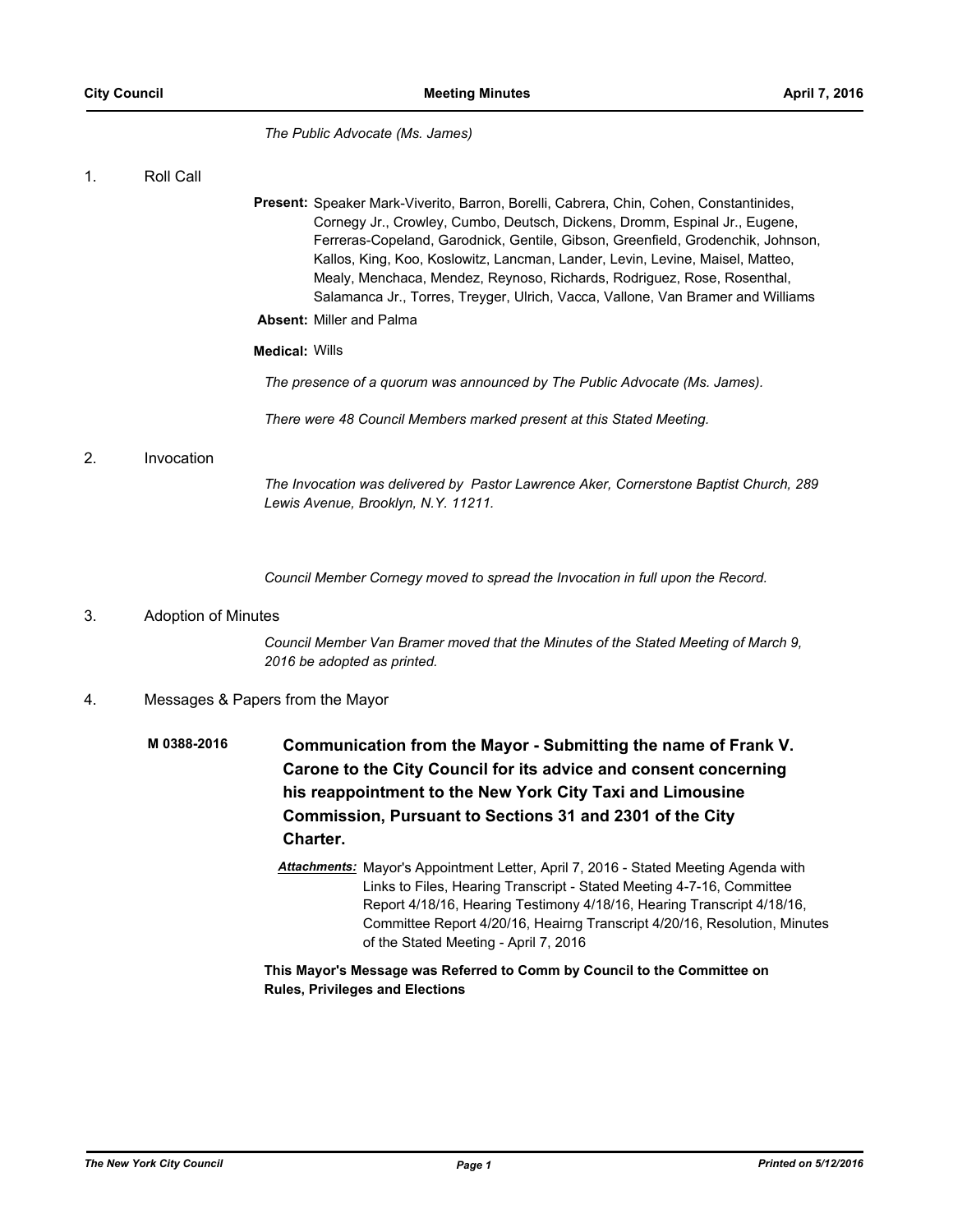*The Public Advocate (Ms. James)*

## 1. Roll Call

**Present:** Speaker Mark-Viverito, Barron, Borelli, Cabrera, Chin, Cohen, Constantinides, Cornegy Jr., Crowley, Cumbo, Deutsch, Dickens, Dromm, Espinal Jr., Eugene, Ferreras-Copeland, Garodnick, Gentile, Gibson, Greenfield, Grodenchik, Johnson, Kallos, King, Koo, Koslowitz, Lancman, Lander, Levin, Levine, Maisel, Matteo, Mealy, Menchaca, Mendez, Reynoso, Richards, Rodriguez, Rose, Rosenthal, Salamanca Jr., Torres, Treyger, Ulrich, Vacca, Vallone, Van Bramer and Williams

**Absent:** Miller and Palma

**Medical:** Wills

*The presence of a quorum was announced by The Public Advocate (Ms. James).*

*There were 48 Council Members marked present at this Stated Meeting.*

## 2. Invocation

*The Invocation was delivered by Pastor Lawrence Aker, Cornerstone Baptist Church, 289 Lewis Avenue, Brooklyn, N.Y. 11211.*

*Council Member Cornegy moved to spread the Invocation in full upon the Record.*

## 3. Adoption of Minutes

*Council Member Van Bramer moved that the Minutes of the Stated Meeting of March 9, 2016 be adopted as printed.*

## 4. Messages & Papers from the Mayor

**M 0388-2016** **Communication from the Mayor - Submitting the name of Frank V. Carone to the City Council for its advice and consent concerning his reappointment to the New York City Taxi and Limousine Commission, Pursuant to Sections 31 and 2301 of the City Charter.**

***Attachments:*** Mayor's Appointment Letter, April 7, 2016 - Stated Meeting Agenda with Links to Files, Hearing Transcript - Stated Meeting 4-7-16, Committee Report 4/18/16, Hearing Testimony 4/18/16, Hearing Transcript 4/18/16, Committee Report 4/20/16, Heairng Transcript 4/20/16, Resolution, Minutes of the Stated Meeting - April 7, 2016

**This Mayor's Message was Referred to Comm by Council to the Committee on Rules, Privileges and Elections**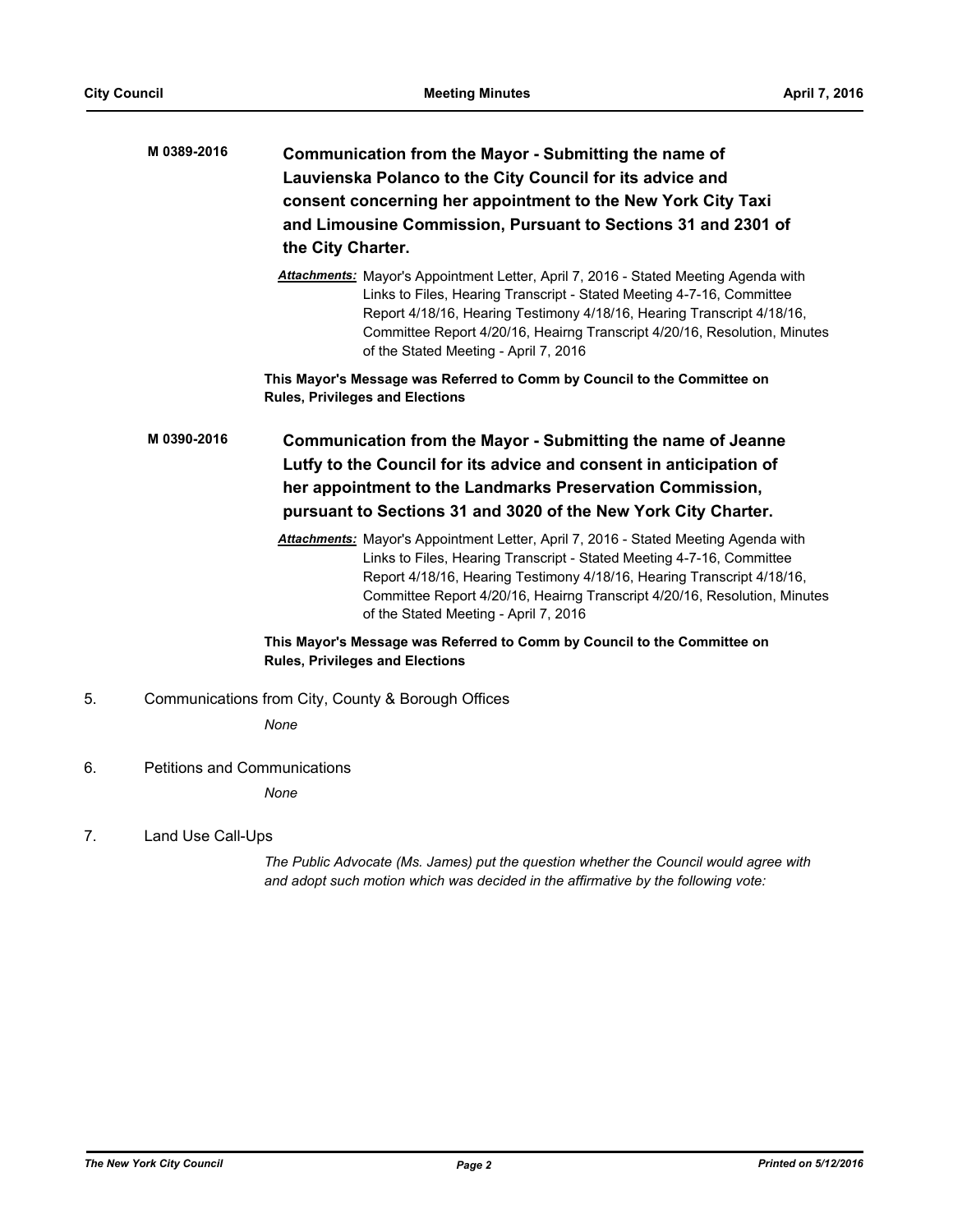**M 0389-2016** **Communication from the Mayor - Submitting the name of Lauvienska Polanco to the City Council for its advice and consent concerning her appointment to the New York City Taxi and Limousine Commission, Pursuant to Sections 31 and 2301 of the City Charter.**

***Attachments:*** Mayor's Appointment Letter, April 7, 2016 - Stated Meeting Agenda with Links to Files, Hearing Transcript - Stated Meeting 4-7-16, Committee Report 4/18/16, Hearing Testimony 4/18/16, Hearing Transcript 4/18/16, Committee Report 4/20/16, Heairng Transcript 4/20/16, Resolution, Minutes of the Stated Meeting - April 7, 2016

**This Mayor's Message was Referred to Comm by Council to the Committee on Rules, Privileges and Elections**

**M 0390-2016** **Communication from the Mayor - Submitting the name of Jeanne Lutfy to the Council for its advice and consent in anticipation of her appointment to the Landmarks Preservation Commission, pursuant to Sections 31 and 3020 of the New York City Charter.**

***Attachments:*** Mayor's Appointment Letter, April 7, 2016 - Stated Meeting Agenda with Links to Files, Hearing Transcript - Stated Meeting 4-7-16, Committee Report 4/18/16, Hearing Testimony 4/18/16, Hearing Transcript 4/18/16, Committee Report 4/20/16, Heairng Transcript 4/20/16, Resolution, Minutes of the Stated Meeting - April 7, 2016

**This Mayor's Message was Referred to Comm by Council to the Committee on Rules, Privileges and Elections**

5. Communications from City, County & Borough Offices

*None*

6. Petitions and Communications

*None*

7. Land Use Call-Ups

*The Public Advocate (Ms. James) put the question whether the Council would agree with and adopt such motion which was decided in the affirmative by the following vote:*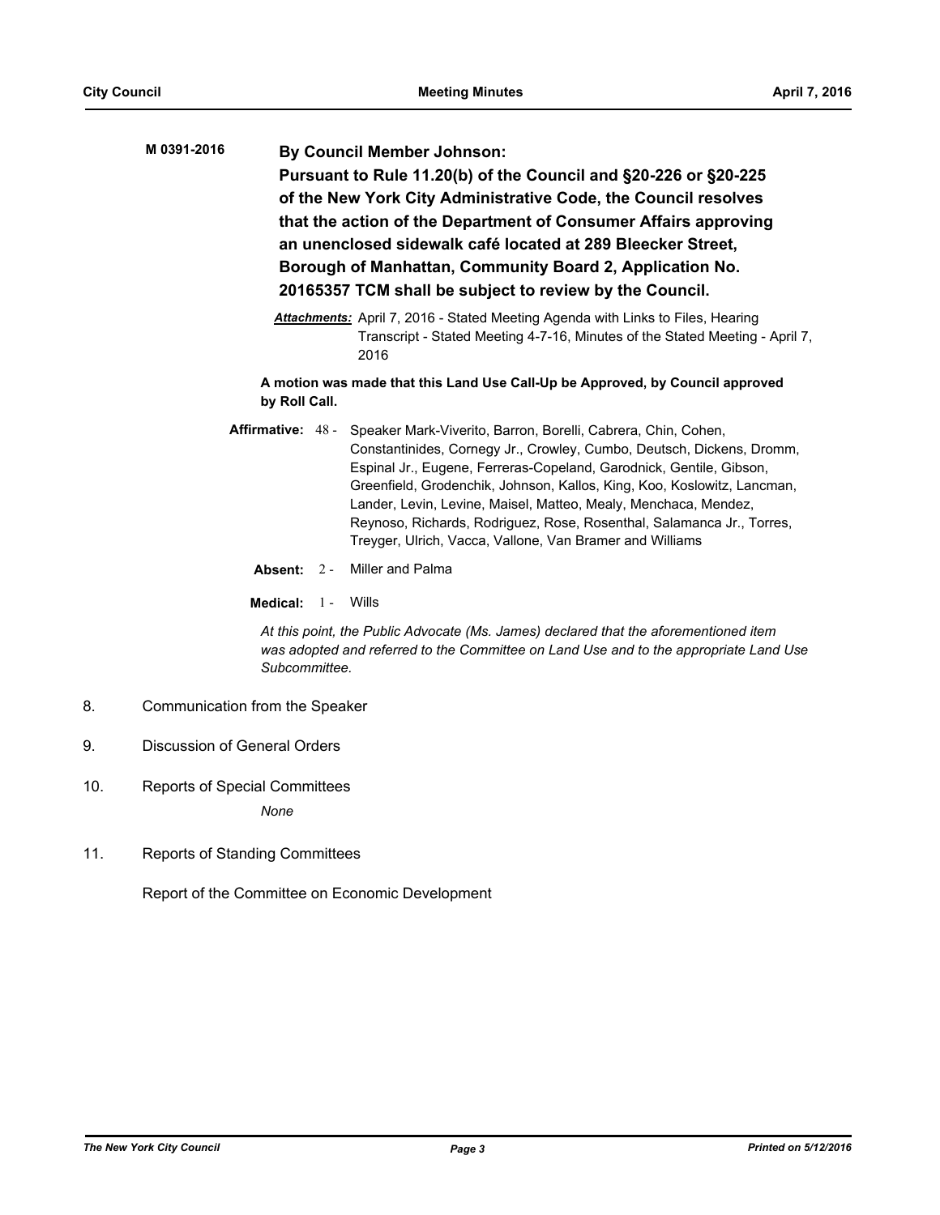**M 0391-2016**

**By Council Member Johnson:**

**Pursuant to Rule 11.20(b) of the Council and §20-226 or §20-225 of the New York City Administrative Code, the Council resolves that the action of the Department of Consumer Affairs approving an unenclosed sidewalk café located at 289 Bleecker Street, Borough of Manhattan, Community Board 2, Application No. 20165357 TCM shall be subject to review by the Council.**

***Attachments:*** April 7, 2016 - Stated Meeting Agenda with Links to Files, Hearing Transcript - Stated Meeting 4-7-16, Minutes of the Stated Meeting - April 7, 2016

**A motion was made that this Land Use Call-Up be Approved, by Council approved by Roll Call.**

**Affirmative:** 48 - Speaker Mark-Viverito, Barron, Borelli, Cabrera, Chin, Cohen, Constantinides, Cornegy Jr., Crowley, Cumbo, Deutsch, Dickens, Dromm, Espinal Jr., Eugene, Ferreras-Copeland, Garodnick, Gentile, Gibson, Greenfield, Grodenchik, Johnson, Kallos, King, Koo, Koslowitz, Lancman, Lander, Levin, Levine, Maisel, Matteo, Mealy, Menchaca, Mendez, Reynoso, Richards, Rodriguez, Rose, Rosenthal, Salamanca Jr., Torres, Treyger, Ulrich, Vacca, Vallone, Van Bramer and Williams

**Absent:** 2 - Miller and Palma

**Medical:** 1 - Wills

*At this point, the Public Advocate (Ms. James) declared that the aforementioned item was adopted and referred to the Committee on Land Use and to the appropriate Land Use Subcommittee.*

8. Communication from the Speaker

9. Discussion of General Orders

10. Reports of Special Committees

    *None*

11. Reports of Standing Committees

Report of the Committee on Economic Development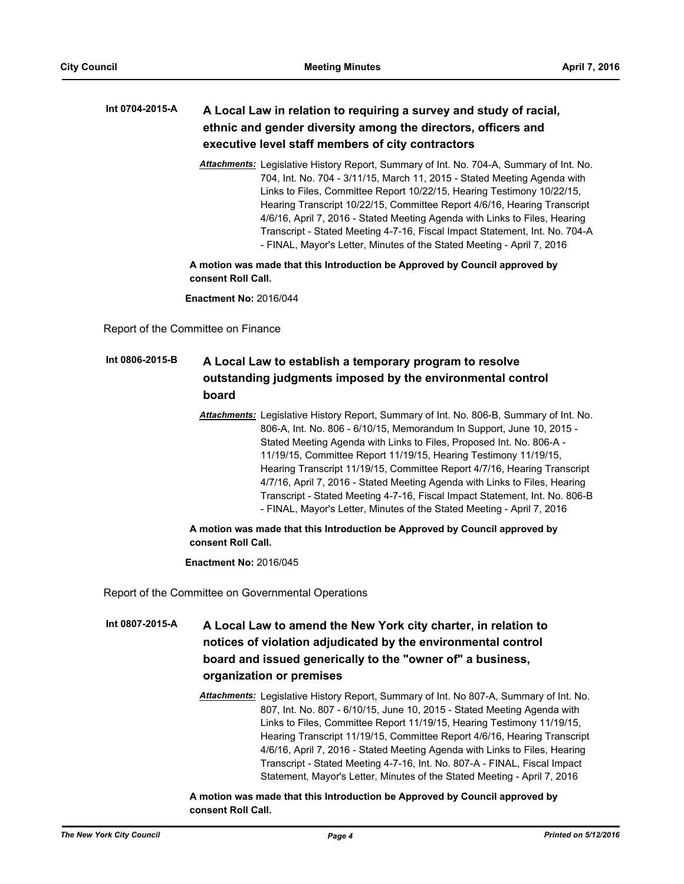**Int 0704-2015-A** **A Local Law in relation to requiring a survey and study of racial, ethnic and gender diversity among the directors, officers and executive level staff members of city contractors**

***Attachments:*** Legislative History Report, Summary of Int. No. 704-A, Summary of Int. No. 704, Int. No. 704 - 3/11/15, March 11, 2015 - Stated Meeting Agenda with Links to Files, Committee Report 10/22/15, Hearing Testimony 10/22/15, Hearing Transcript 10/22/15, Committee Report 4/6/16, Hearing Transcript 4/6/16, April 7, 2016 - Stated Meeting Agenda with Links to Files, Hearing Transcript - Stated Meeting 4-7-16, Fiscal Impact Statement, Int. No. 704-A - FINAL, Mayor's Letter, Minutes of the Stated Meeting - April 7, 2016

**A motion was made that this Introduction be Approved by Council approved by consent Roll Call.**

**Enactment No:** 2016/044

Report of the Committee on Finance

**Int 0806-2015-B** **A Local Law to establish a temporary program to resolve outstanding judgments imposed by the environmental control board**

***Attachments:*** Legislative History Report, Summary of Int. No. 806-B, Summary of Int. No. 806-A, Int. No. 806 - 6/10/15, Memorandum In Support, June 10, 2015 - Stated Meeting Agenda with Links to Files, Proposed Int. No. 806-A - 11/19/15, Committee Report 11/19/15, Hearing Testimony 11/19/15, Hearing Transcript 11/19/15, Committee Report 4/7/16, Hearing Transcript 4/7/16, April 7, 2016 - Stated Meeting Agenda with Links to Files, Hearing Transcript - Stated Meeting 4-7-16, Fiscal Impact Statement, Int. No. 806-B - FINAL, Mayor's Letter, Minutes of the Stated Meeting - April 7, 2016

**A motion was made that this Introduction be Approved by Council approved by consent Roll Call.**

**Enactment No:** 2016/045

Report of the Committee on Governmental Operations

**Int 0807-2015-A** **A Local Law to amend the New York city charter, in relation to notices of violation adjudicated by the environmental control board and issued generically to the "owner of" a business, organization or premises**

***Attachments:*** Legislative History Report, Summary of Int. No 807-A, Summary of Int. No. 807, Int. No. 807 - 6/10/15, June 10, 2015 - Stated Meeting Agenda with Links to Files, Committee Report 11/19/15, Hearing Testimony 11/19/15, Hearing Transcript 11/19/15, Committee Report 4/6/16, Hearing Transcript 4/6/16, April 7, 2016 - Stated Meeting Agenda with Links to Files, Hearing Transcript - Stated Meeting 4-7-16, Int. No. 807-A - FINAL, Fiscal Impact Statement, Mayor's Letter, Minutes of the Stated Meeting - April 7, 2016

**A motion was made that this Introduction be Approved by Council approved by consent Roll Call.**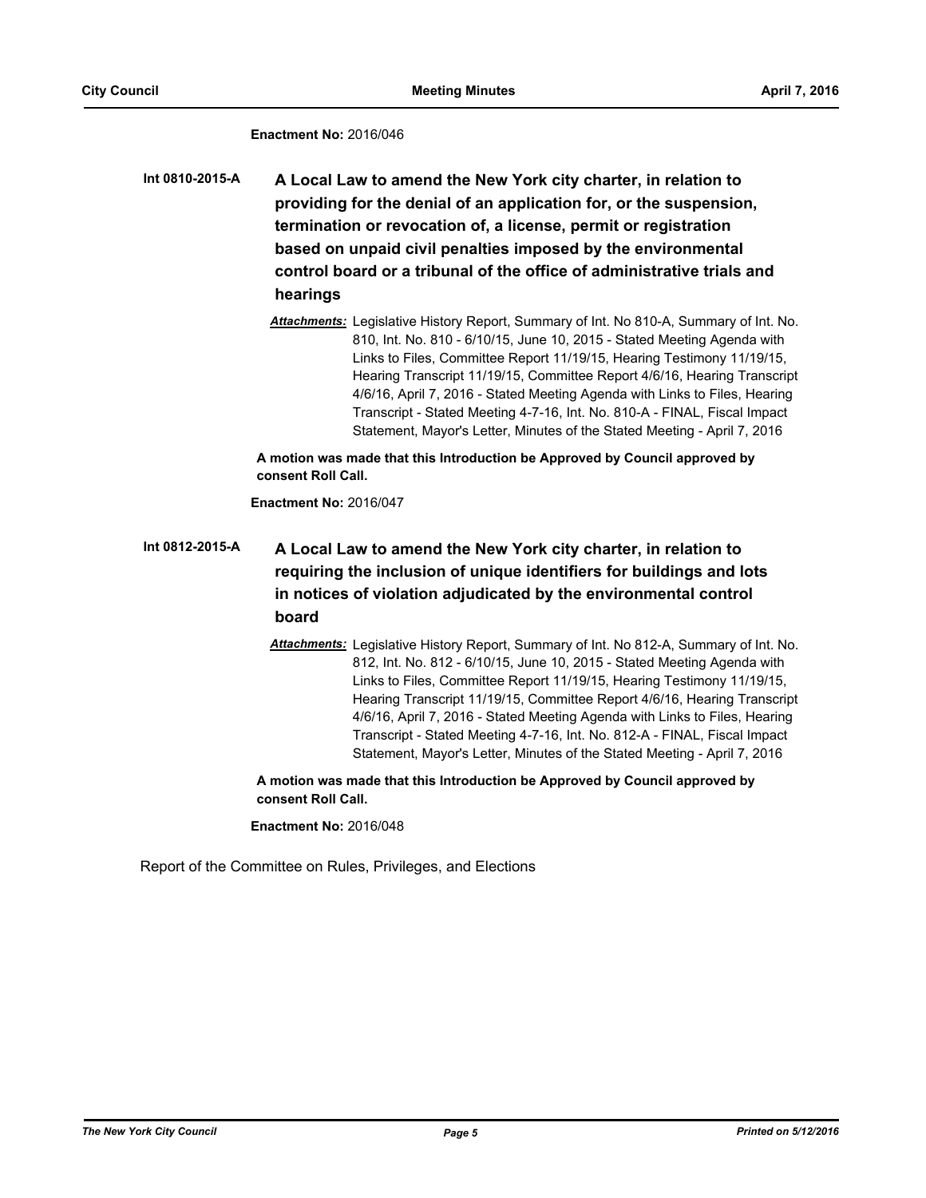**Enactment No:** 2016/046

**Int 0810-2015-A** **A Local Law to amend the New York city charter, in relation to providing for the denial of an application for, or the suspension, termination or revocation of, a license, permit or registration based on unpaid civil penalties imposed by the environmental control board or a tribunal of the office of administrative trials and hearings**

***Attachments:*** Legislative History Report, Summary of Int. No 810-A, Summary of Int. No. 810, Int. No. 810 - 6/10/15, June 10, 2015 - Stated Meeting Agenda with Links to Files, Committee Report 11/19/15, Hearing Testimony 11/19/15, Hearing Transcript 11/19/15, Committee Report 4/6/16, Hearing Transcript 4/6/16, April 7, 2016 - Stated Meeting Agenda with Links to Files, Hearing Transcript - Stated Meeting 4-7-16, Int. No. 810-A - FINAL, Fiscal Impact Statement, Mayor's Letter, Minutes of the Stated Meeting - April 7, 2016

**A motion was made that this Introduction be Approved by Council approved by consent Roll Call.**

**Enactment No:** 2016/047

**Int 0812-2015-A** **A Local Law to amend the New York city charter, in relation to requiring the inclusion of unique identifiers for buildings and lots in notices of violation adjudicated by the environmental control board**

***Attachments:*** Legislative History Report, Summary of Int. No 812-A, Summary of Int. No. 812, Int. No. 812 - 6/10/15, June 10, 2015 - Stated Meeting Agenda with Links to Files, Committee Report 11/19/15, Hearing Testimony 11/19/15, Hearing Transcript 11/19/15, Committee Report 4/6/16, Hearing Transcript 4/6/16, April 7, 2016 - Stated Meeting Agenda with Links to Files, Hearing Transcript - Stated Meeting 4-7-16, Int. No. 812-A - FINAL, Fiscal Impact Statement, Mayor's Letter, Minutes of the Stated Meeting - April 7, 2016

**A motion was made that this Introduction be Approved by Council approved by consent Roll Call.**

**Enactment No:** 2016/048

Report of the Committee on Rules, Privileges, and Elections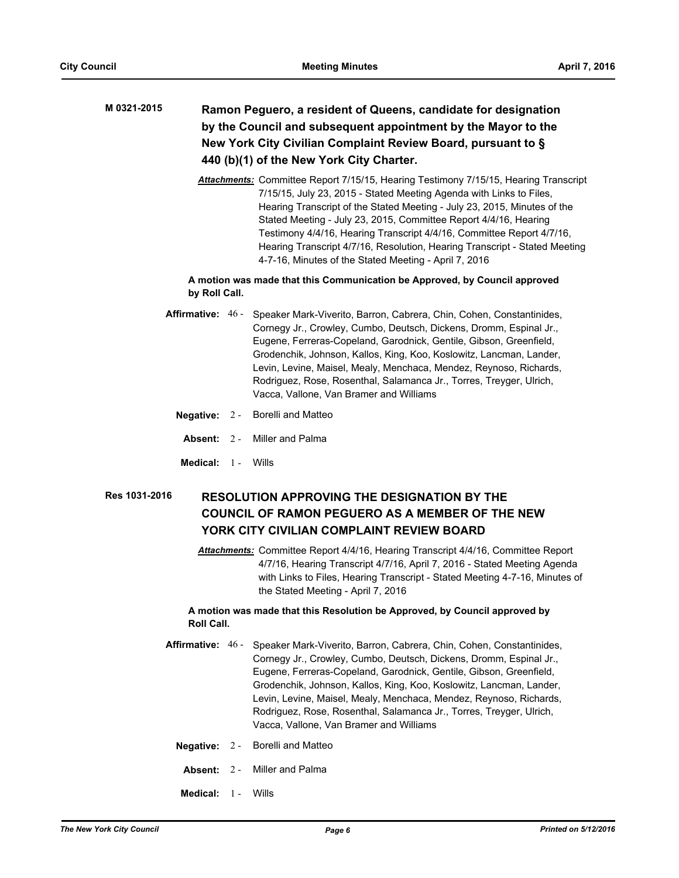**M 0321-2015** **Ramon Peguero, a resident of Queens, candidate for designation by the Council and subsequent appointment by the Mayor to the New York City Civilian Complaint Review Board, pursuant to § 440 (b)(1) of the New York City Charter.**

***Attachments:*** Committee Report 7/15/15, Hearing Testimony 7/15/15, Hearing Transcript 7/15/15, July 23, 2015 - Stated Meeting Agenda with Links to Files, Hearing Transcript of the Stated Meeting - July 23, 2015, Minutes of the Stated Meeting - July 23, 2015, Committee Report 4/4/16, Hearing Testimony 4/4/16, Hearing Transcript 4/4/16, Committee Report 4/7/16, Hearing Transcript 4/7/16, Resolution, Hearing Transcript - Stated Meeting 4-7-16, Minutes of the Stated Meeting - April 7, 2016

**A motion was made that this Communication be Approved, by Council approved by Roll Call.**

**Affirmative:** 46 - Speaker Mark-Viverito, Barron, Cabrera, Chin, Cohen, Constantinides, Cornegy Jr., Crowley, Cumbo, Deutsch, Dickens, Dromm, Espinal Jr., Eugene, Ferreras-Copeland, Garodnick, Gentile, Gibson, Greenfield, Grodenchik, Johnson, Kallos, King, Koo, Koslowitz, Lancman, Lander, Levin, Levine, Maisel, Mealy, Menchaca, Mendez, Reynoso, Richards, Rodriguez, Rose, Rosenthal, Salamanca Jr., Torres, Treyger, Ulrich, Vacca, Vallone, Van Bramer and Williams

**Negative:** 2 - Borelli and Matteo

**Absent:** 2 - Miller and Palma

**Medical:** 1 - Wills

**Res 1031-2016** **RESOLUTION APPROVING THE DESIGNATION BY THE COUNCIL OF RAMON PEGUERO AS A MEMBER OF THE NEW YORK CITY CIVILIAN COMPLAINT REVIEW BOARD**

***Attachments:*** Committee Report 4/4/16, Hearing Transcript 4/4/16, Committee Report 4/7/16, Hearing Transcript 4/7/16, April 7, 2016 - Stated Meeting Agenda with Links to Files, Hearing Transcript - Stated Meeting 4-7-16, Minutes of the Stated Meeting - April 7, 2016

**A motion was made that this Resolution be Approved, by Council approved by Roll Call.**

**Affirmative:** 46 - Speaker Mark-Viverito, Barron, Cabrera, Chin, Cohen, Constantinides, Cornegy Jr., Crowley, Cumbo, Deutsch, Dickens, Dromm, Espinal Jr., Eugene, Ferreras-Copeland, Garodnick, Gentile, Gibson, Greenfield, Grodenchik, Johnson, Kallos, King, Koo, Koslowitz, Lancman, Lander, Levin, Levine, Maisel, Mealy, Menchaca, Mendez, Reynoso, Richards, Rodriguez, Rose, Rosenthal, Salamanca Jr., Torres, Treyger, Ulrich, Vacca, Vallone, Van Bramer and Williams

**Negative:** 2 - Borelli and Matteo

**Absent:** 2 - Miller and Palma

**Medical:** 1 - Wills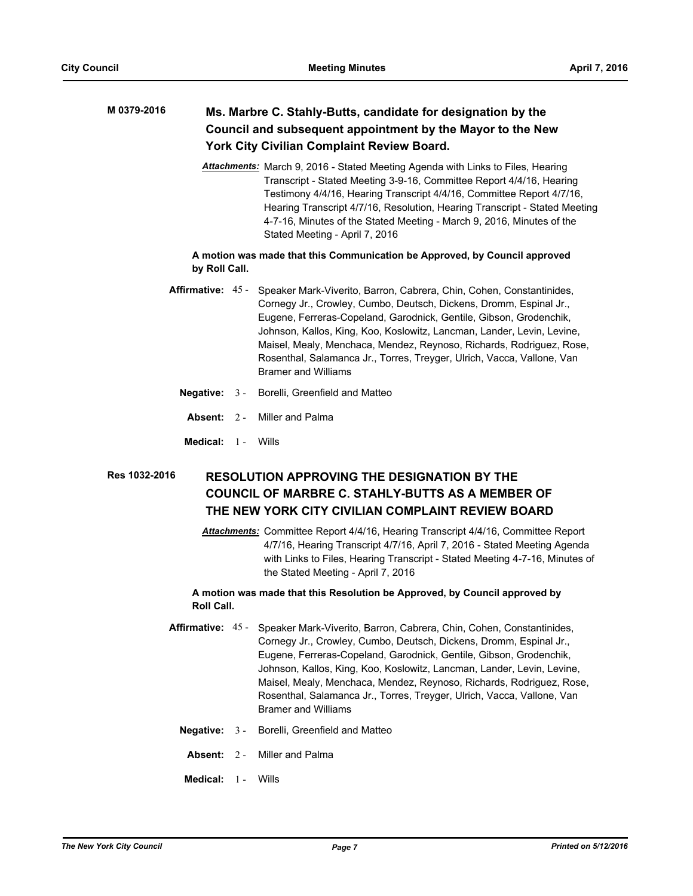**M 0379-2016** **Ms. Marbre C. Stahly-Butts, candidate for designation by the Council and subsequent appointment by the Mayor to the New York City Civilian Complaint Review Board.**

***Attachments:*** March 9, 2016 - Stated Meeting Agenda with Links to Files, Hearing Transcript - Stated Meeting 3-9-16, Committee Report 4/4/16, Hearing Testimony 4/4/16, Hearing Transcript 4/4/16, Committee Report 4/7/16, Hearing Transcript 4/7/16, Resolution, Hearing Transcript - Stated Meeting 4-7-16, Minutes of the Stated Meeting - March 9, 2016, Minutes of the Stated Meeting - April 7, 2016

**A motion was made that this Communication be Approved, by Council approved by Roll Call.**

**Affirmative:** 45 - Speaker Mark-Viverito, Barron, Cabrera, Chin, Cohen, Constantinides, Cornegy Jr., Crowley, Cumbo, Deutsch, Dickens, Dromm, Espinal Jr., Eugene, Ferreras-Copeland, Garodnick, Gentile, Gibson, Grodenchik, Johnson, Kallos, King, Koo, Koslowitz, Lancman, Lander, Levin, Levine, Maisel, Mealy, Menchaca, Mendez, Reynoso, Richards, Rodriguez, Rose, Rosenthal, Salamanca Jr., Torres, Treyger, Ulrich, Vacca, Vallone, Van Bramer and Williams

**Negative:** 3 - Borelli, Greenfield and Matteo

**Absent:** 2 - Miller and Palma

**Medical:** 1 - Wills

**Res 1032-2016** **RESOLUTION APPROVING THE DESIGNATION BY THE COUNCIL OF MARBRE C. STAHLY-BUTTS AS A MEMBER OF THE NEW YORK CITY CIVILIAN COMPLAINT REVIEW BOARD**

***Attachments:*** Committee Report 4/4/16, Hearing Transcript 4/4/16, Committee Report 4/7/16, Hearing Transcript 4/7/16, April 7, 2016 - Stated Meeting Agenda with Links to Files, Hearing Transcript - Stated Meeting 4-7-16, Minutes of the Stated Meeting - April 7, 2016

**A motion was made that this Resolution be Approved, by Council approved by Roll Call.**

**Affirmative:** 45 - Speaker Mark-Viverito, Barron, Cabrera, Chin, Cohen, Constantinides, Cornegy Jr., Crowley, Cumbo, Deutsch, Dickens, Dromm, Espinal Jr., Eugene, Ferreras-Copeland, Garodnick, Gentile, Gibson, Grodenchik, Johnson, Kallos, King, Koo, Koslowitz, Lancman, Lander, Levin, Levine, Maisel, Mealy, Menchaca, Mendez, Reynoso, Richards, Rodriguez, Rose, Rosenthal, Salamanca Jr., Torres, Treyger, Ulrich, Vacca, Vallone, Van Bramer and Williams

**Negative:** 3 - Borelli, Greenfield and Matteo

**Absent:** 2 - Miller and Palma

**Medical:** 1 - Wills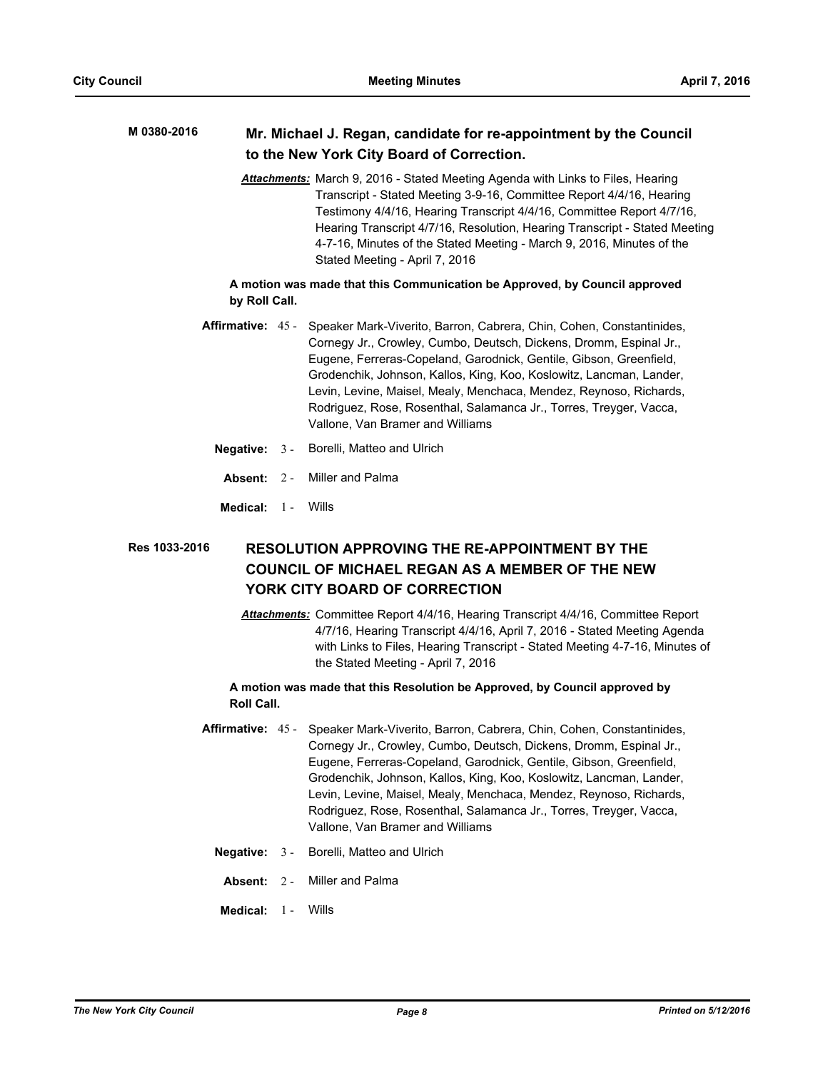**M 0380-2016** **Mr. Michael J. Regan, candidate for re-appointment by the Council to the New York City Board of Correction.**

***Attachments:*** March 9, 2016 - Stated Meeting Agenda with Links to Files, Hearing Transcript - Stated Meeting 3-9-16, Committee Report 4/4/16, Hearing Testimony 4/4/16, Hearing Transcript 4/4/16, Committee Report 4/7/16, Hearing Transcript 4/7/16, Resolution, Hearing Transcript - Stated Meeting 4-7-16, Minutes of the Stated Meeting - March 9, 2016, Minutes of the Stated Meeting - April 7, 2016

**A motion was made that this Communication be Approved, by Council approved by Roll Call.**

**Affirmative:** 45 - Speaker Mark-Viverito, Barron, Cabrera, Chin, Cohen, Constantinides, Cornegy Jr., Crowley, Cumbo, Deutsch, Dickens, Dromm, Espinal Jr., Eugene, Ferreras-Copeland, Garodnick, Gentile, Gibson, Greenfield, Grodenchik, Johnson, Kallos, King, Koo, Koslowitz, Lancman, Lander, Levin, Levine, Maisel, Mealy, Menchaca, Mendez, Reynoso, Richards, Rodriguez, Rose, Rosenthal, Salamanca Jr., Torres, Treyger, Vacca, Vallone, Van Bramer and Williams

**Negative:** 3 - Borelli, Matteo and Ulrich

**Absent:** 2 - Miller and Palma

**Medical:** 1 - Wills

**Res 1033-2016** **RESOLUTION APPROVING THE RE-APPOINTMENT BY THE COUNCIL OF MICHAEL REGAN AS A MEMBER OF THE NEW YORK CITY BOARD OF CORRECTION**

***Attachments:*** Committee Report 4/4/16, Hearing Transcript 4/4/16, Committee Report 4/7/16, Hearing Transcript 4/4/16, April 7, 2016 - Stated Meeting Agenda with Links to Files, Hearing Transcript - Stated Meeting 4-7-16, Minutes of the Stated Meeting - April 7, 2016

**A motion was made that this Resolution be Approved, by Council approved by Roll Call.**

**Affirmative:** 45 - Speaker Mark-Viverito, Barron, Cabrera, Chin, Cohen, Constantinides, Cornegy Jr., Crowley, Cumbo, Deutsch, Dickens, Dromm, Espinal Jr., Eugene, Ferreras-Copeland, Garodnick, Gentile, Gibson, Greenfield, Grodenchik, Johnson, Kallos, King, Koo, Koslowitz, Lancman, Lander, Levin, Levine, Maisel, Mealy, Menchaca, Mendez, Reynoso, Richards, Rodriguez, Rose, Rosenthal, Salamanca Jr., Torres, Treyger, Vacca, Vallone, Van Bramer and Williams

**Negative:** 3 - Borelli, Matteo and Ulrich

**Absent:** 2 - Miller and Palma

**Medical:** 1 - Wills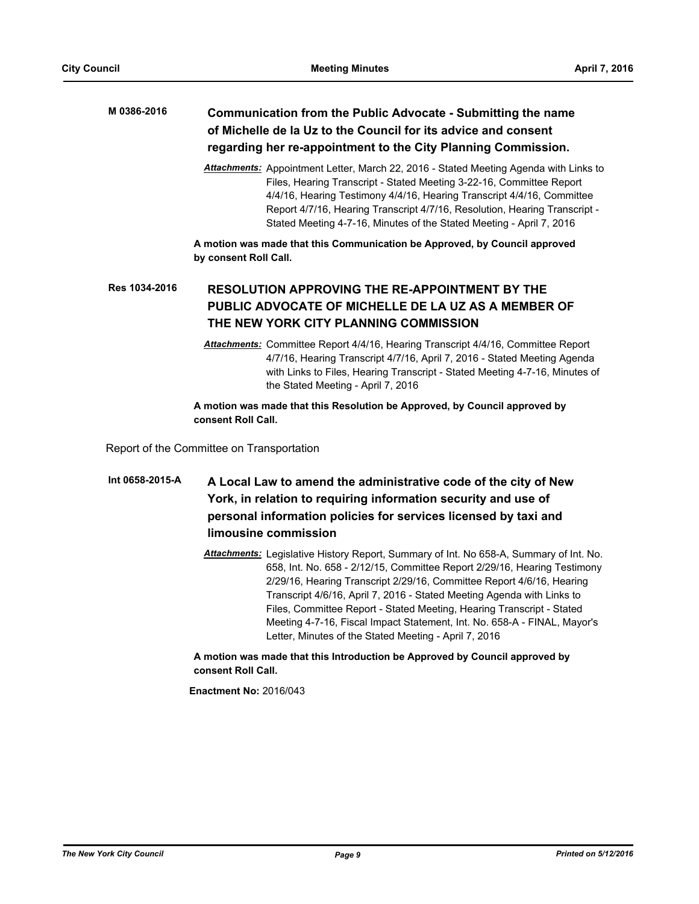**M 0386-2016** **Communication from the Public Advocate - Submitting the name of Michelle de la Uz to the Council for its advice and consent regarding her re-appointment to the City Planning Commission.**

***Attachments:*** Appointment Letter, March 22, 2016 - Stated Meeting Agenda with Links to Files, Hearing Transcript - Stated Meeting 3-22-16, Committee Report 4/4/16, Hearing Testimony 4/4/16, Hearing Transcript 4/4/16, Committee Report 4/7/16, Hearing Transcript 4/7/16, Resolution, Hearing Transcript - Stated Meeting 4-7-16, Minutes of the Stated Meeting - April 7, 2016

**A motion was made that this Communication be Approved, by Council approved by consent Roll Call.**

**Res 1034-2016** **RESOLUTION APPROVING THE RE-APPOINTMENT BY THE PUBLIC ADVOCATE OF MICHELLE DE LA UZ AS A MEMBER OF THE NEW YORK CITY PLANNING COMMISSION**

***Attachments:*** Committee Report 4/4/16, Hearing Transcript 4/4/16, Committee Report 4/7/16, Hearing Transcript 4/7/16, April 7, 2016 - Stated Meeting Agenda with Links to Files, Hearing Transcript - Stated Meeting 4-7-16, Minutes of the Stated Meeting - April 7, 2016

**A motion was made that this Resolution be Approved, by Council approved by consent Roll Call.**

Report of the Committee on Transportation

**Int 0658-2015-A** **A Local Law to amend the administrative code of the city of New York, in relation to requiring information security and use of personal information policies for services licensed by taxi and limousine commission**

***Attachments:*** Legislative History Report, Summary of Int. No 658-A, Summary of Int. No. 658, Int. No. 658 - 2/12/15, Committee Report 2/29/16, Hearing Testimony 2/29/16, Hearing Transcript 2/29/16, Committee Report 4/6/16, Hearing Transcript 4/6/16, April 7, 2016 - Stated Meeting Agenda with Links to Files, Committee Report - Stated Meeting, Hearing Transcript - Stated Meeting 4-7-16, Fiscal Impact Statement, Int. No. 658-A - FINAL, Mayor's Letter, Minutes of the Stated Meeting - April 7, 2016

**A motion was made that this Introduction be Approved by Council approved by consent Roll Call.**

**Enactment No:** 2016/043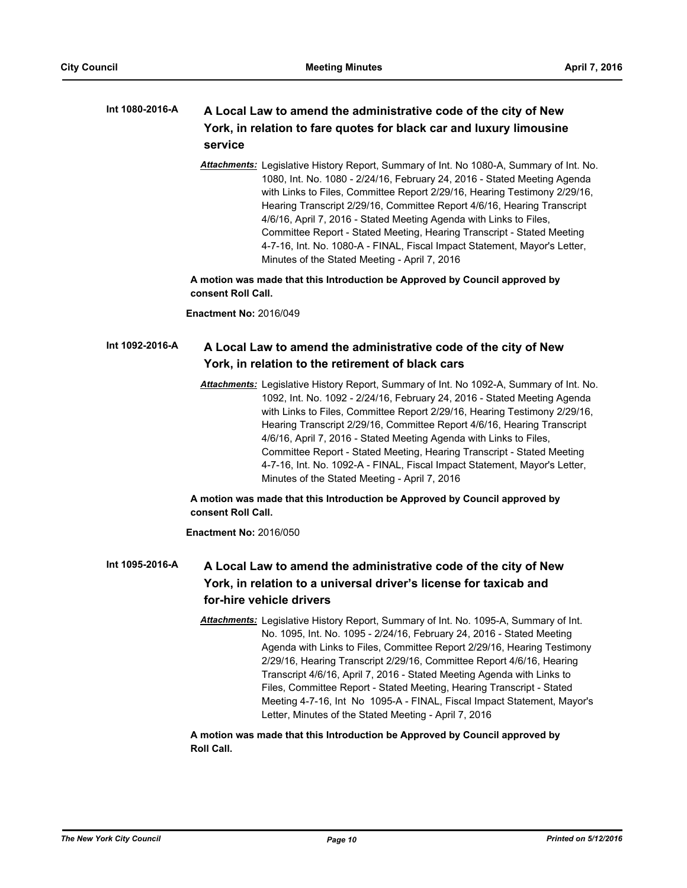**Int 1080-2016-A** **A Local Law to amend the administrative code of the city of New York, in relation to fare quotes for black car and luxury limousine service**

*Attachments:* Legislative History Report, Summary of Int. No 1080-A, Summary of Int. No. 1080, Int. No. 1080 - 2/24/16, February 24, 2016 - Stated Meeting Agenda with Links to Files, Committee Report 2/29/16, Hearing Testimony 2/29/16, Hearing Transcript 2/29/16, Committee Report 4/6/16, Hearing Transcript 4/6/16, April 7, 2016 - Stated Meeting Agenda with Links to Files, Committee Report - Stated Meeting, Hearing Transcript - Stated Meeting 4-7-16, Int. No. 1080-A - FINAL, Fiscal Impact Statement, Mayor's Letter, Minutes of the Stated Meeting - April 7, 2016

**A motion was made that this Introduction be Approved by Council approved by consent Roll Call.**

**Enactment No:** 2016/049

**Int 1092-2016-A** **A Local Law to amend the administrative code of the city of New York, in relation to the retirement of black cars**

*Attachments:* Legislative History Report, Summary of Int. No 1092-A, Summary of Int. No. 1092, Int. No. 1092 - 2/24/16, February 24, 2016 - Stated Meeting Agenda with Links to Files, Committee Report 2/29/16, Hearing Testimony 2/29/16, Hearing Transcript 2/29/16, Committee Report 4/6/16, Hearing Transcript 4/6/16, April 7, 2016 - Stated Meeting Agenda with Links to Files, Committee Report - Stated Meeting, Hearing Transcript - Stated Meeting 4-7-16, Int. No. 1092-A - FINAL, Fiscal Impact Statement, Mayor's Letter, Minutes of the Stated Meeting - April 7, 2016

**A motion was made that this Introduction be Approved by Council approved by consent Roll Call.**

**Enactment No:** 2016/050

**Int 1095-2016-A** **A Local Law to amend the administrative code of the city of New York, in relation to a universal driver's license for taxicab and for-hire vehicle drivers**

*Attachments:* Legislative History Report, Summary of Int. No. 1095-A, Summary of Int. No. 1095, Int. No. 1095 - 2/24/16, February 24, 2016 - Stated Meeting Agenda with Links to Files, Committee Report 2/29/16, Hearing Testimony 2/29/16, Hearing Transcript 2/29/16, Committee Report 4/6/16, Hearing Transcript 4/6/16, April 7, 2016 - Stated Meeting Agenda with Links to Files, Committee Report - Stated Meeting, Hearing Transcript - Stated Meeting 4-7-16, Int No 1095-A - FINAL, Fiscal Impact Statement, Mayor's Letter, Minutes of the Stated Meeting - April 7, 2016

**A motion was made that this Introduction be Approved by Council approved by Roll Call.**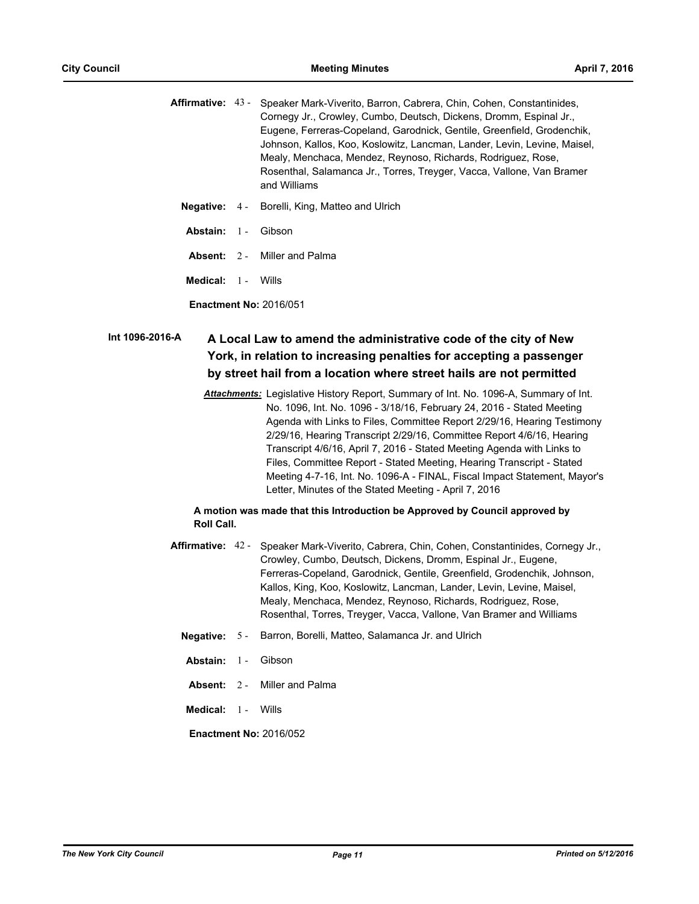**Affirmative:** 43 - Speaker Mark-Viverito, Barron, Cabrera, Chin, Cohen, Constantinides, Cornegy Jr., Crowley, Cumbo, Deutsch, Dickens, Dromm, Espinal Jr., Eugene, Ferreras-Copeland, Garodnick, Gentile, Greenfield, Grodenchik, Johnson, Kallos, Koo, Koslowitz, Lancman, Lander, Levin, Levine, Maisel, Mealy, Menchaca, Mendez, Reynoso, Richards, Rodriguez, Rose, Rosenthal, Salamanca Jr., Torres, Treyger, Vacca, Vallone, Van Bramer and Williams

**Negative:** 4 - Borelli, King, Matteo and Ulrich

**Abstain:** 1 - Gibson

**Absent:** 2 - Miller and Palma

**Medical:** 1 - Wills

**Enactment No:** 2016/051

## Int 1096-2016-A A Local Law to amend the administrative code of the city of New York, in relation to increasing penalties for accepting a passenger by street hail from a location where street hails are not permitted

***Attachments:*** Legislative History Report, Summary of Int. No. 1096-A, Summary of Int. No. 1096, Int. No. 1096 - 3/18/16, February 24, 2016 - Stated Meeting Agenda with Links to Files, Committee Report 2/29/16, Hearing Testimony 2/29/16, Hearing Transcript 2/29/16, Committee Report 4/6/16, Hearing Transcript 4/6/16, April 7, 2016 - Stated Meeting Agenda with Links to Files, Committee Report - Stated Meeting, Hearing Transcript - Stated Meeting 4-7-16, Int. No. 1096-A - FINAL, Fiscal Impact Statement, Mayor's Letter, Minutes of the Stated Meeting - April 7, 2016

**A motion was made that this Introduction be Approved by Council approved by Roll Call.**

**Affirmative:** 42 - Speaker Mark-Viverito, Cabrera, Chin, Cohen, Constantinides, Cornegy Jr., Crowley, Cumbo, Deutsch, Dickens, Dromm, Espinal Jr., Eugene, Ferreras-Copeland, Garodnick, Gentile, Greenfield, Grodenchik, Johnson, Kallos, King, Koo, Koslowitz, Lancman, Lander, Levin, Levine, Maisel, Mealy, Menchaca, Mendez, Reynoso, Richards, Rodriguez, Rose, Rosenthal, Torres, Treyger, Vacca, Vallone, Van Bramer and Williams

**Negative:** 5 - Barron, Borelli, Matteo, Salamanca Jr. and Ulrich

**Abstain:** 1 - Gibson

**Absent:** 2 - Miller and Palma

**Medical:** 1 - Wills

**Enactment No:** 2016/052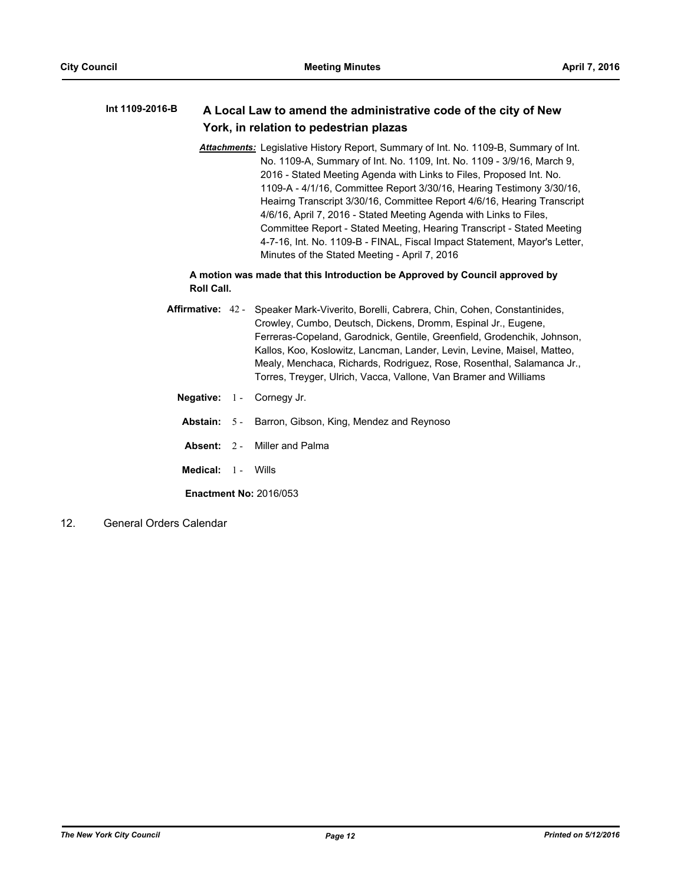**Int 1109-2016-B** **A Local Law to amend the administrative code of the city of New York, in relation to pedestrian plazas**

***Attachments:*** Legislative History Report, Summary of Int. No. 1109-B, Summary of Int. No. 1109-A, Summary of Int. No. 1109, Int. No. 1109 - 3/9/16, March 9, 2016 - Stated Meeting Agenda with Links to Files, Proposed Int. No. 1109-A - 4/1/16, Committee Report 3/30/16, Hearing Testimony 3/30/16, Heairng Transcript 3/30/16, Committee Report 4/6/16, Hearing Transcript 4/6/16, April 7, 2016 - Stated Meeting Agenda with Links to Files, Committee Report - Stated Meeting, Hearing Transcript - Stated Meeting 4-7-16, Int. No. 1109-B - FINAL, Fiscal Impact Statement, Mayor's Letter, Minutes of the Stated Meeting - April 7, 2016

**A motion was made that this Introduction be Approved by Council approved by Roll Call.**

**Affirmative:** 42 - Speaker Mark-Viverito, Borelli, Cabrera, Chin, Cohen, Constantinides, Crowley, Cumbo, Deutsch, Dickens, Dromm, Espinal Jr., Eugene, Ferreras-Copeland, Garodnick, Gentile, Greenfield, Grodenchik, Johnson, Kallos, Koo, Koslowitz, Lancman, Lander, Levin, Levine, Maisel, Matteo, Mealy, Menchaca, Richards, Rodriguez, Rose, Rosenthal, Salamanca Jr., Torres, Treyger, Ulrich, Vacca, Vallone, Van Bramer and Williams

**Negative:** 1 - Cornegy Jr.

**Abstain:** 5 - Barron, Gibson, King, Mendez and Reynoso

**Absent:** 2 - Miller and Palma

**Medical:** 1 - Wills

**Enactment No:** 2016/053

12. General Orders Calendar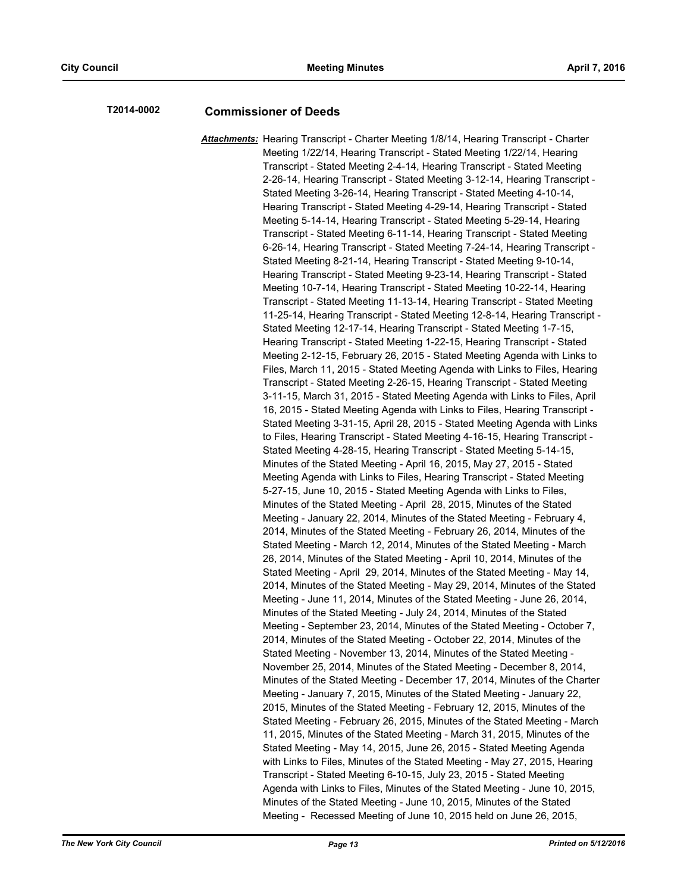**T2014-0002** **Commissioner of Deeds**

***Attachments:*** Hearing Transcript - Charter Meeting 1/8/14, Hearing Transcript - Charter Meeting 1/22/14, Hearing Transcript - Stated Meeting 1/22/14, Hearing Transcript - Stated Meeting 2-4-14, Hearing Transcript - Stated Meeting 2-26-14, Hearing Transcript - Stated Meeting 3-12-14, Hearing Transcript - Stated Meeting 3-26-14, Hearing Transcript - Stated Meeting 4-10-14, Hearing Transcript - Stated Meeting 4-29-14, Hearing Transcript - Stated Meeting 5-14-14, Hearing Transcript - Stated Meeting 5-29-14, Hearing Transcript - Stated Meeting 6-11-14, Hearing Transcript - Stated Meeting 6-26-14, Hearing Transcript - Stated Meeting 7-24-14, Hearing Transcript - Stated Meeting 8-21-14, Hearing Transcript - Stated Meeting 9-10-14, Hearing Transcript - Stated Meeting 9-23-14, Hearing Transcript - Stated Meeting 10-7-14, Hearing Transcript - Stated Meeting 10-22-14, Hearing Transcript - Stated Meeting 11-13-14, Hearing Transcript - Stated Meeting 11-25-14, Hearing Transcript - Stated Meeting 12-8-14, Hearing Transcript - Stated Meeting 12-17-14, Hearing Transcript - Stated Meeting 1-7-15, Hearing Transcript - Stated Meeting 1-22-15, Hearing Transcript - Stated Meeting 2-12-15, February 26, 2015 - Stated Meeting Agenda with Links to Files, March 11, 2015 - Stated Meeting Agenda with Links to Files, Hearing Transcript - Stated Meeting 2-26-15, Hearing Transcript - Stated Meeting 3-11-15, March 31, 2015 - Stated Meeting Agenda with Links to Files, April 16, 2015 - Stated Meeting Agenda with Links to Files, Hearing Transcript - Stated Meeting 3-31-15, April 28, 2015 - Stated Meeting Agenda with Links to Files, Hearing Transcript - Stated Meeting 4-16-15, Hearing Transcript - Stated Meeting 4-28-15, Hearing Transcript - Stated Meeting 5-14-15, Minutes of the Stated Meeting - April 16, 2015, May 27, 2015 - Stated Meeting Agenda with Links to Files, Hearing Transcript - Stated Meeting 5-27-15, June 10, 2015 - Stated Meeting Agenda with Links to Files, Minutes of the Stated Meeting - April 28, 2015, Minutes of the Stated Meeting - January 22, 2014, Minutes of the Stated Meeting - February 4, 2014, Minutes of the Stated Meeting - February 26, 2014, Minutes of the Stated Meeting - March 12, 2014, Minutes of the Stated Meeting - March 26, 2014, Minutes of the Stated Meeting - April 10, 2014, Minutes of the Stated Meeting - April 29, 2014, Minutes of the Stated Meeting - May 14, 2014, Minutes of the Stated Meeting - May 29, 2014, Minutes of the Stated Meeting - June 11, 2014, Minutes of the Stated Meeting - June 26, 2014, Minutes of the Stated Meeting - July 24, 2014, Minutes of the Stated Meeting - September 23, 2014, Minutes of the Stated Meeting - October 7, 2014, Minutes of the Stated Meeting - October 22, 2014, Minutes of the Stated Meeting - November 13, 2014, Minutes of the Stated Meeting - November 25, 2014, Minutes of the Stated Meeting - December 8, 2014, Minutes of the Stated Meeting - December 17, 2014, Minutes of the Charter Meeting - January 7, 2015, Minutes of the Stated Meeting - January 22, 2015, Minutes of the Stated Meeting - February 12, 2015, Minutes of the Stated Meeting - February 26, 2015, Minutes of the Stated Meeting - March 11, 2015, Minutes of the Stated Meeting - March 31, 2015, Minutes of the Stated Meeting - May 14, 2015, June 26, 2015 - Stated Meeting Agenda with Links to Files, Minutes of the Stated Meeting - May 27, 2015, Hearing Transcript - Stated Meeting 6-10-15, July 23, 2015 - Stated Meeting Agenda with Links to Files, Minutes of the Stated Meeting - June 10, 2015, Minutes of the Stated Meeting - June 10, 2015, Minutes of the Stated Meeting - Recessed Meeting of June 10, 2015 held on June 26, 2015,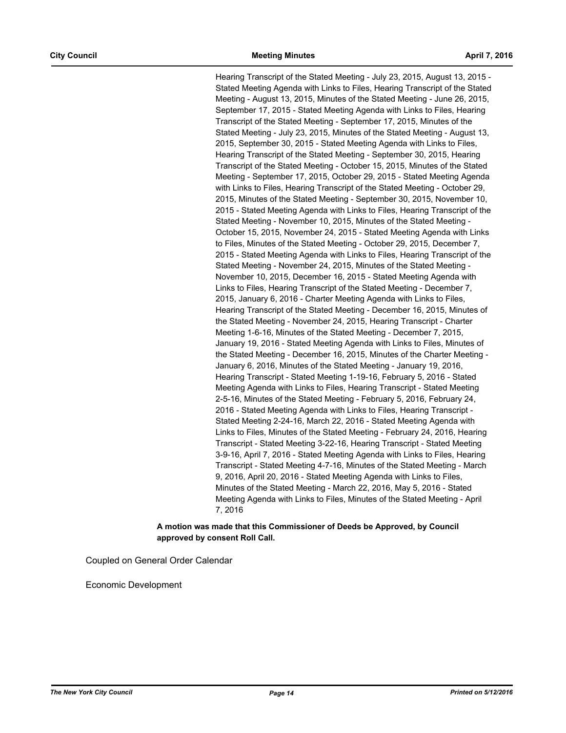Hearing Transcript of the Stated Meeting - July 23, 2015, August 13, 2015 - Stated Meeting Agenda with Links to Files, Hearing Transcript of the Stated Meeting - August 13, 2015, Minutes of the Stated Meeting - June 26, 2015, September 17, 2015 - Stated Meeting Agenda with Links to Files, Hearing Transcript of the Stated Meeting - September 17, 2015, Minutes of the Stated Meeting - July 23, 2015, Minutes of the Stated Meeting - August 13, 2015, September 30, 2015 - Stated Meeting Agenda with Links to Files, Hearing Transcript of the Stated Meeting - September 30, 2015, Hearing Transcript of the Stated Meeting - October 15, 2015, Minutes of the Stated Meeting - September 17, 2015, October 29, 2015 - Stated Meeting Agenda with Links to Files, Hearing Transcript of the Stated Meeting - October 29, 2015, Minutes of the Stated Meeting - September 30, 2015, November 10, 2015 - Stated Meeting Agenda with Links to Files, Hearing Transcript of the Stated Meeting - November 10, 2015, Minutes of the Stated Meeting - October 15, 2015, November 24, 2015 - Stated Meeting Agenda with Links to Files, Minutes of the Stated Meeting - October 29, 2015, December 7, 2015 - Stated Meeting Agenda with Links to Files, Hearing Transcript of the Stated Meeting - November 24, 2015, Minutes of the Stated Meeting - November 10, 2015, December 16, 2015 - Stated Meeting Agenda with Links to Files, Hearing Transcript of the Stated Meeting - December 7, 2015, January 6, 2016 - Charter Meeting Agenda with Links to Files, Hearing Transcript of the Stated Meeting - December 16, 2015, Minutes of the Stated Meeting - November 24, 2015, Hearing Transcript - Charter Meeting 1-6-16, Minutes of the Stated Meeting - December 7, 2015, January 19, 2016 - Stated Meeting Agenda with Links to Files, Minutes of the Stated Meeting - December 16, 2015, Minutes of the Charter Meeting - January 6, 2016, Minutes of the Stated Meeting - January 19, 2016, Hearing Transcript - Stated Meeting 1-19-16, February 5, 2016 - Stated Meeting Agenda with Links to Files, Hearing Transcript - Stated Meeting 2-5-16, Minutes of the Stated Meeting - February 5, 2016, February 24, 2016 - Stated Meeting Agenda with Links to Files, Hearing Transcript - Stated Meeting 2-24-16, March 22, 2016 - Stated Meeting Agenda with Links to Files, Minutes of the Stated Meeting - February 24, 2016, Hearing Transcript - Stated Meeting 3-22-16, Hearing Transcript - Stated Meeting 3-9-16, April 7, 2016 - Stated Meeting Agenda with Links to Files, Hearing Transcript - Stated Meeting 4-7-16, Minutes of the Stated Meeting - March 9, 2016, April 20, 2016 - Stated Meeting Agenda with Links to Files, Minutes of the Stated Meeting - March 22, 2016, May 5, 2016 - Stated Meeting Agenda with Links to Files, Minutes of the Stated Meeting - April 7, 2016

**A motion was made that this Commissioner of Deeds be Approved, by Council approved by consent Roll Call.**

Coupled on General Order Calendar

Economic Development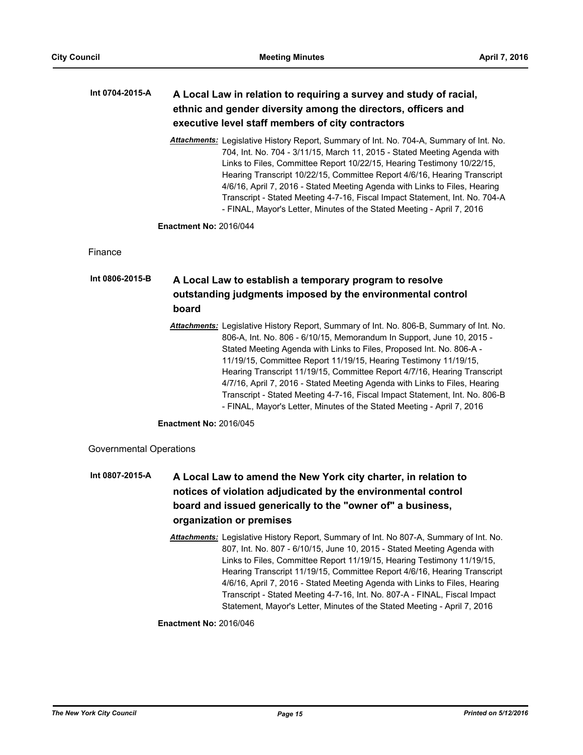**Int 0704-2015-A** **A Local Law in relation to requiring a survey and study of racial, ethnic and gender diversity among the directors, officers and executive level staff members of city contractors**

***Attachments:*** Legislative History Report, Summary of Int. No. 704-A, Summary of Int. No. 704, Int. No. 704 - 3/11/15, March 11, 2015 - Stated Meeting Agenda with Links to Files, Committee Report 10/22/15, Hearing Testimony 10/22/15, Hearing Transcript 10/22/15, Committee Report 4/6/16, Hearing Transcript 4/6/16, April 7, 2016 - Stated Meeting Agenda with Links to Files, Hearing Transcript - Stated Meeting 4-7-16, Fiscal Impact Statement, Int. No. 704-A - FINAL, Mayor's Letter, Minutes of the Stated Meeting - April 7, 2016

**Enactment No:** 2016/044

Finance

**Int 0806-2015-B** **A Local Law to establish a temporary program to resolve outstanding judgments imposed by the environmental control board**

***Attachments:*** Legislative History Report, Summary of Int. No. 806-B, Summary of Int. No. 806-A, Int. No. 806 - 6/10/15, Memorandum In Support, June 10, 2015 - Stated Meeting Agenda with Links to Files, Proposed Int. No. 806-A - 11/19/15, Committee Report 11/19/15, Hearing Testimony 11/19/15, Hearing Transcript 11/19/15, Committee Report 4/7/16, Hearing Transcript 4/7/16, April 7, 2016 - Stated Meeting Agenda with Links to Files, Hearing Transcript - Stated Meeting 4-7-16, Fiscal Impact Statement, Int. No. 806-B - FINAL, Mayor's Letter, Minutes of the Stated Meeting - April 7, 2016

**Enactment No:** 2016/045

Governmental Operations

**Int 0807-2015-A** **A Local Law to amend the New York city charter, in relation to notices of violation adjudicated by the environmental control board and issued generically to the "owner of" a business, organization or premises**

***Attachments:*** Legislative History Report, Summary of Int. No 807-A, Summary of Int. No. 807, Int. No. 807 - 6/10/15, June 10, 2015 - Stated Meeting Agenda with Links to Files, Committee Report 11/19/15, Hearing Testimony 11/19/15, Hearing Transcript 11/19/15, Committee Report 4/6/16, Hearing Transcript 4/6/16, April 7, 2016 - Stated Meeting Agenda with Links to Files, Hearing Transcript - Stated Meeting 4-7-16, Int. No. 807-A - FINAL, Fiscal Impact Statement, Mayor's Letter, Minutes of the Stated Meeting - April 7, 2016

**Enactment No:** 2016/046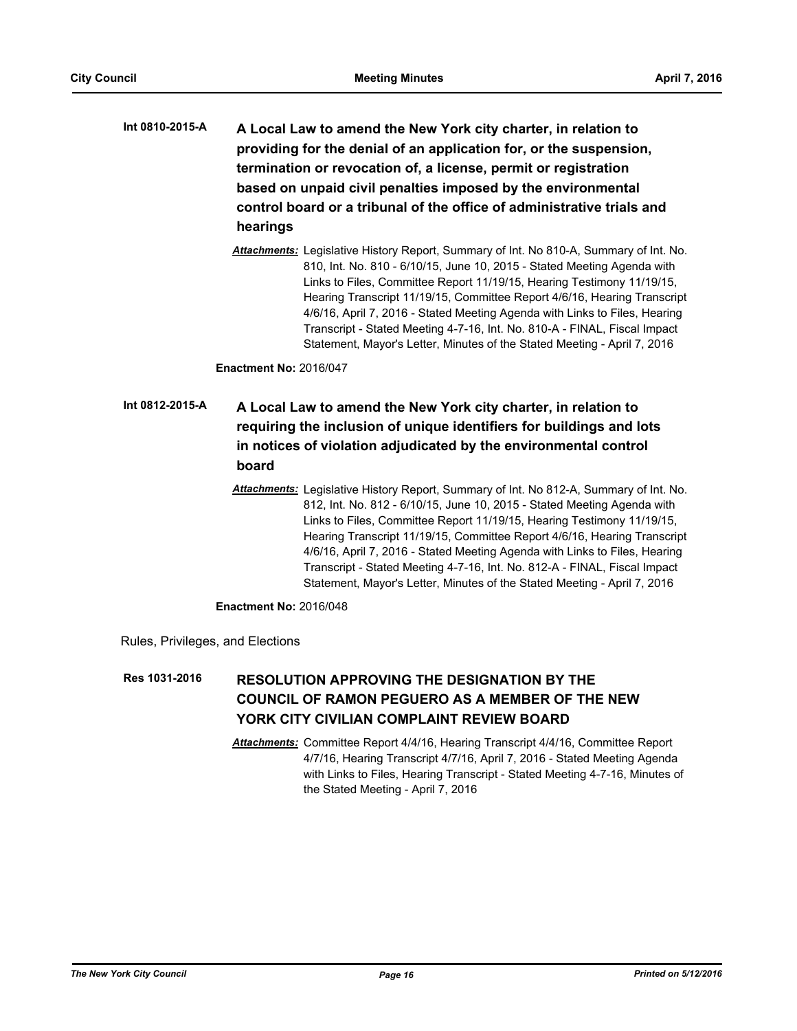**Int 0810-2015-A** **A Local Law to amend the New York city charter, in relation to providing for the denial of an application for, or the suspension, termination or revocation of, a license, permit or registration based on unpaid civil penalties imposed by the environmental control board or a tribunal of the office of administrative trials and hearings**

***Attachments:*** Legislative History Report, Summary of Int. No 810-A, Summary of Int. No. 810, Int. No. 810 - 6/10/15, June 10, 2015 - Stated Meeting Agenda with Links to Files, Committee Report 11/19/15, Hearing Testimony 11/19/15, Hearing Transcript 11/19/15, Committee Report 4/6/16, Hearing Transcript 4/6/16, April 7, 2016 - Stated Meeting Agenda with Links to Files, Hearing Transcript - Stated Meeting 4-7-16, Int. No. 810-A - FINAL, Fiscal Impact Statement, Mayor's Letter, Minutes of the Stated Meeting - April 7, 2016

**Enactment No:** 2016/047

**Int 0812-2015-A** **A Local Law to amend the New York city charter, in relation to requiring the inclusion of unique identifiers for buildings and lots in notices of violation adjudicated by the environmental control board**

***Attachments:*** Legislative History Report, Summary of Int. No 812-A, Summary of Int. No. 812, Int. No. 812 - 6/10/15, June 10, 2015 - Stated Meeting Agenda with Links to Files, Committee Report 11/19/15, Hearing Testimony 11/19/15, Hearing Transcript 11/19/15, Committee Report 4/6/16, Hearing Transcript 4/6/16, April 7, 2016 - Stated Meeting Agenda with Links to Files, Hearing Transcript - Stated Meeting 4-7-16, Int. No. 812-A - FINAL, Fiscal Impact Statement, Mayor's Letter, Minutes of the Stated Meeting - April 7, 2016

**Enactment No:** 2016/048

Rules, Privileges, and Elections

**Res 1031-2016** **RESOLUTION APPROVING THE DESIGNATION BY THE COUNCIL OF RAMON PEGUERO AS A MEMBER OF THE NEW YORK CITY CIVILIAN COMPLAINT REVIEW BOARD**

***Attachments:*** Committee Report 4/4/16, Hearing Transcript 4/4/16, Committee Report 4/7/16, Hearing Transcript 4/7/16, April 7, 2016 - Stated Meeting Agenda with Links to Files, Hearing Transcript - Stated Meeting 4-7-16, Minutes of the Stated Meeting - April 7, 2016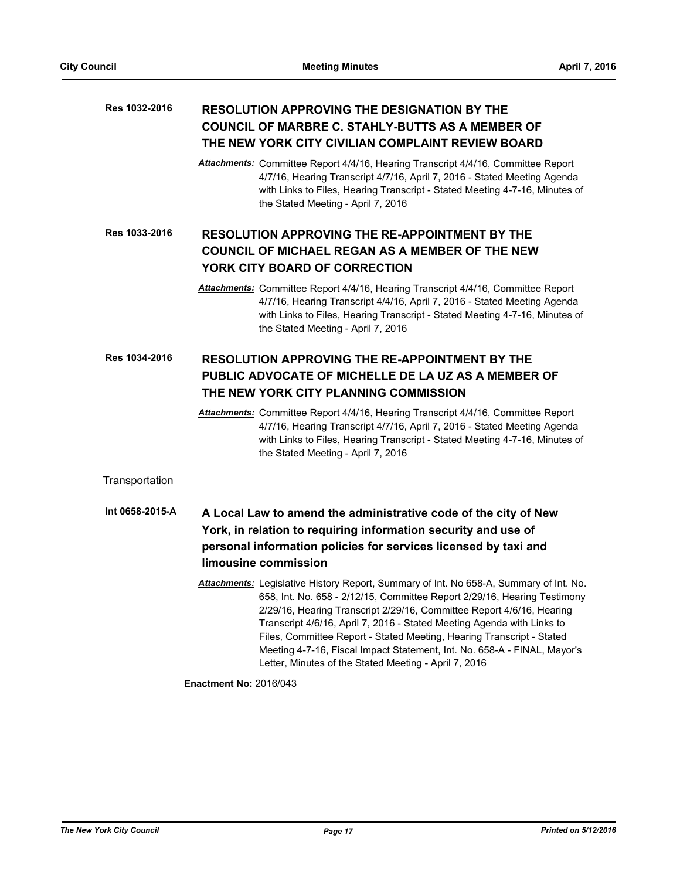**Res 1032-2016** **RESOLUTION APPROVING THE DESIGNATION BY THE COUNCIL OF MARBRE C. STAHLY-BUTTS AS A MEMBER OF THE NEW YORK CITY CIVILIAN COMPLAINT REVIEW BOARD**

***Attachments:*** Committee Report 4/4/16, Hearing Transcript 4/4/16, Committee Report 4/7/16, Hearing Transcript 4/7/16, April 7, 2016 - Stated Meeting Agenda with Links to Files, Hearing Transcript - Stated Meeting 4-7-16, Minutes of the Stated Meeting - April 7, 2016

**Res 1033-2016** **RESOLUTION APPROVING THE RE-APPOINTMENT BY THE COUNCIL OF MICHAEL REGAN AS A MEMBER OF THE NEW YORK CITY BOARD OF CORRECTION**

***Attachments:*** Committee Report 4/4/16, Hearing Transcript 4/4/16, Committee Report 4/7/16, Hearing Transcript 4/4/16, April 7, 2016 - Stated Meeting Agenda with Links to Files, Hearing Transcript - Stated Meeting 4-7-16, Minutes of the Stated Meeting - April 7, 2016

**Res 1034-2016** **RESOLUTION APPROVING THE RE-APPOINTMENT BY THE PUBLIC ADVOCATE OF MICHELLE DE LA UZ AS A MEMBER OF THE NEW YORK CITY PLANNING COMMISSION**

***Attachments:*** Committee Report 4/4/16, Hearing Transcript 4/4/16, Committee Report 4/7/16, Hearing Transcript 4/7/16, April 7, 2016 - Stated Meeting Agenda with Links to Files, Hearing Transcript - Stated Meeting 4-7-16, Minutes of the Stated Meeting - April 7, 2016

Transportation

**Int 0658-2015-A** **A Local Law to amend the administrative code of the city of New York, in relation to requiring information security and use of personal information policies for services licensed by taxi and limousine commission**

***Attachments:*** Legislative History Report, Summary of Int. No 658-A, Summary of Int. No. 658, Int. No. 658 - 2/12/15, Committee Report 2/29/16, Hearing Testimony 2/29/16, Hearing Transcript 2/29/16, Committee Report 4/6/16, Hearing Transcript 4/6/16, April 7, 2016 - Stated Meeting Agenda with Links to Files, Committee Report - Stated Meeting, Hearing Transcript - Stated Meeting 4-7-16, Fiscal Impact Statement, Int. No. 658-A - FINAL, Mayor's Letter, Minutes of the Stated Meeting - April 7, 2016

**Enactment No:** 2016/043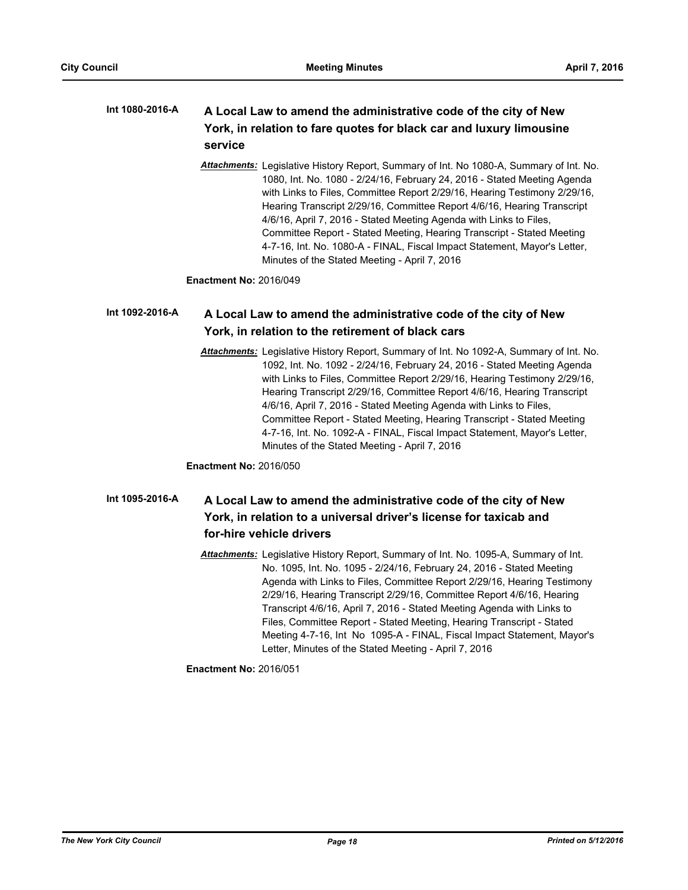**Int 1080-2016-A** **A Local Law to amend the administrative code of the city of New York, in relation to fare quotes for black car and luxury limousine service**

***Attachments:*** Legislative History Report, Summary of Int. No 1080-A, Summary of Int. No. 1080, Int. No. 1080 - 2/24/16, February 24, 2016 - Stated Meeting Agenda with Links to Files, Committee Report 2/29/16, Hearing Testimony 2/29/16, Hearing Transcript 2/29/16, Committee Report 4/6/16, Hearing Transcript 4/6/16, April 7, 2016 - Stated Meeting Agenda with Links to Files, Committee Report - Stated Meeting, Hearing Transcript - Stated Meeting 4-7-16, Int. No. 1080-A - FINAL, Fiscal Impact Statement, Mayor's Letter, Minutes of the Stated Meeting - April 7, 2016

**Enactment No:** 2016/049

**Int 1092-2016-A** **A Local Law to amend the administrative code of the city of New York, in relation to the retirement of black cars**

***Attachments:*** Legislative History Report, Summary of Int. No 1092-A, Summary of Int. No. 1092, Int. No. 1092 - 2/24/16, February 24, 2016 - Stated Meeting Agenda with Links to Files, Committee Report 2/29/16, Hearing Testimony 2/29/16, Hearing Transcript 2/29/16, Committee Report 4/6/16, Hearing Transcript 4/6/16, April 7, 2016 - Stated Meeting Agenda with Links to Files, Committee Report - Stated Meeting, Hearing Transcript - Stated Meeting 4-7-16, Int. No. 1092-A - FINAL, Fiscal Impact Statement, Mayor's Letter, Minutes of the Stated Meeting - April 7, 2016

**Enactment No:** 2016/050

**Int 1095-2016-A** **A Local Law to amend the administrative code of the city of New York, in relation to a universal driver's license for taxicab and for-hire vehicle drivers**

***Attachments:*** Legislative History Report, Summary of Int. No. 1095-A, Summary of Int. No. 1095, Int. No. 1095 - 2/24/16, February 24, 2016 - Stated Meeting Agenda with Links to Files, Committee Report 2/29/16, Hearing Testimony 2/29/16, Hearing Transcript 2/29/16, Committee Report 4/6/16, Hearing Transcript 4/6/16, April 7, 2016 - Stated Meeting Agenda with Links to Files, Committee Report - Stated Meeting, Hearing Transcript - Stated Meeting 4-7-16, Int No 1095-A - FINAL, Fiscal Impact Statement, Mayor's Letter, Minutes of the Stated Meeting - April 7, 2016

**Enactment No:** 2016/051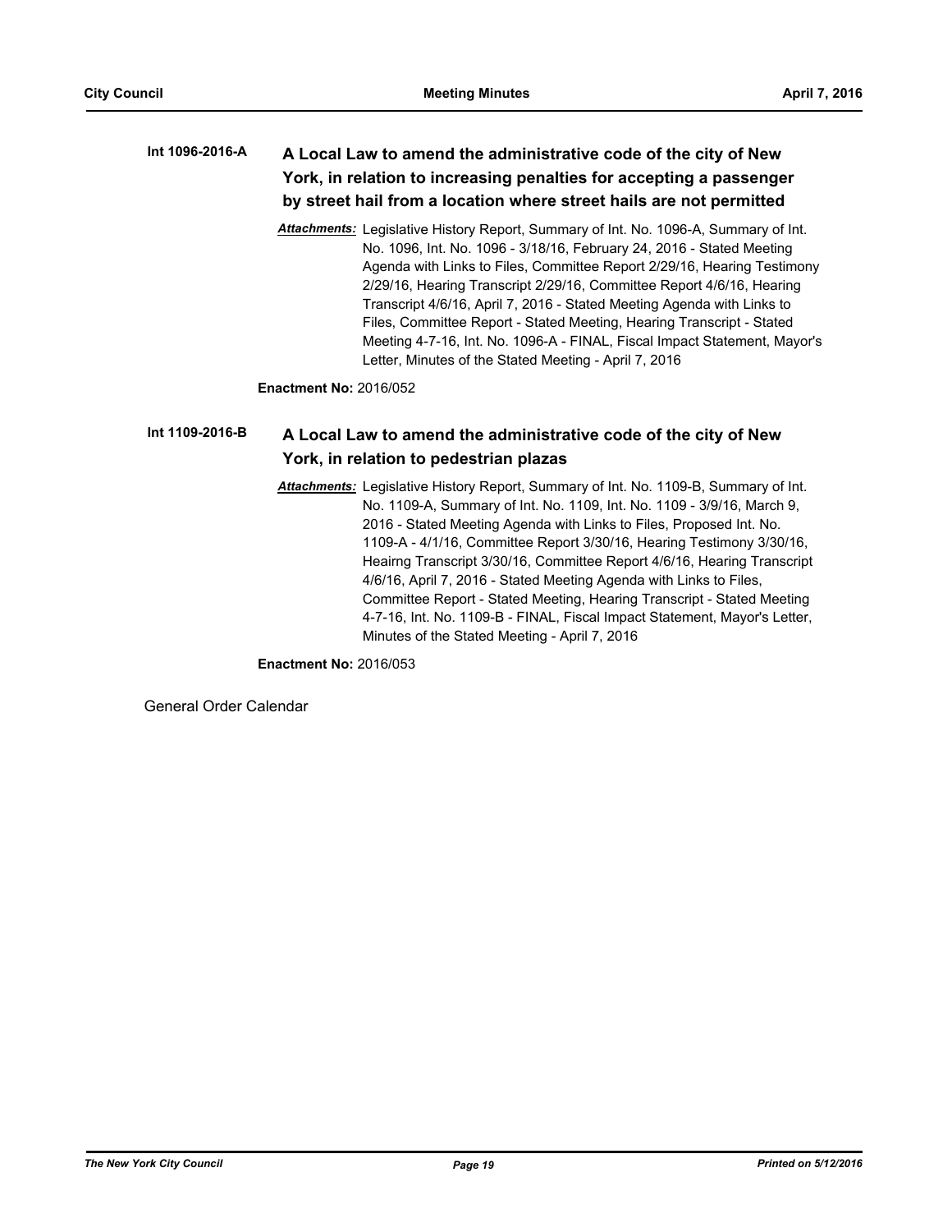**Int 1096-2016-A** **A Local Law to amend the administrative code of the city of New York, in relation to increasing penalties for accepting a passenger by street hail from a location where street hails are not permitted**

***Attachments:*** Legislative History Report, Summary of Int. No. 1096-A, Summary of Int. No. 1096, Int. No. 1096 - 3/18/16, February 24, 2016 - Stated Meeting Agenda with Links to Files, Committee Report 2/29/16, Hearing Testimony 2/29/16, Hearing Transcript 2/29/16, Committee Report 4/6/16, Hearing Transcript 4/6/16, April 7, 2016 - Stated Meeting Agenda with Links to Files, Committee Report - Stated Meeting, Hearing Transcript - Stated Meeting 4-7-16, Int. No. 1096-A - FINAL, Fiscal Impact Statement, Mayor's Letter, Minutes of the Stated Meeting - April 7, 2016

**Enactment No:** 2016/052

**Int 1109-2016-B** **A Local Law to amend the administrative code of the city of New York, in relation to pedestrian plazas**

***Attachments:*** Legislative History Report, Summary of Int. No. 1109-B, Summary of Int. No. 1109-A, Summary of Int. No. 1109, Int. No. 1109 - 3/9/16, March 9, 2016 - Stated Meeting Agenda with Links to Files, Proposed Int. No. 1109-A - 4/1/16, Committee Report 3/30/16, Hearing Testimony 3/30/16, Heairng Transcript 3/30/16, Committee Report 4/6/16, Hearing Transcript 4/6/16, April 7, 2016 - Stated Meeting Agenda with Links to Files, Committee Report - Stated Meeting, Hearing Transcript - Stated Meeting 4-7-16, Int. No. 1109-B - FINAL, Fiscal Impact Statement, Mayor's Letter, Minutes of the Stated Meeting - April 7, 2016

**Enactment No:** 2016/053

General Order Calendar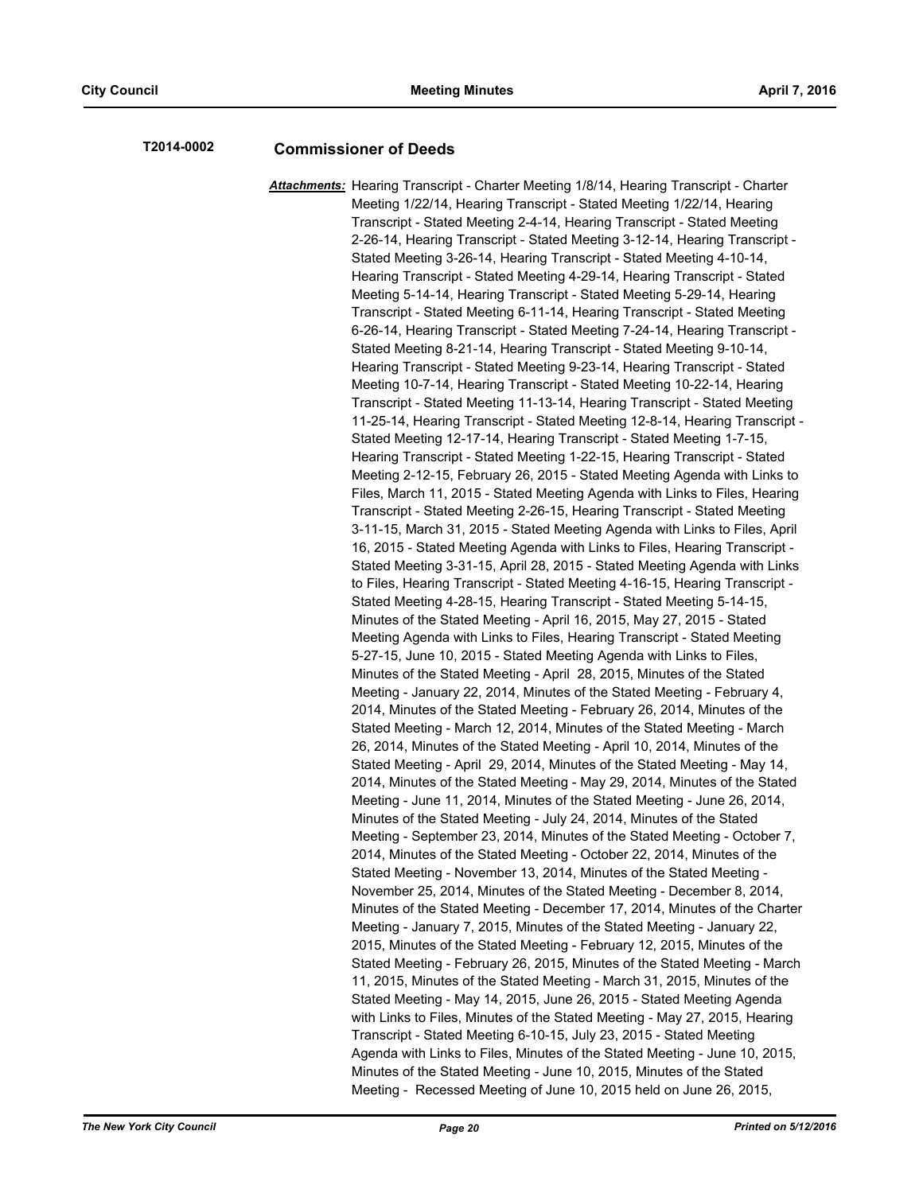**T2014-0002** **Commissioner of Deeds**

***Attachments:*** Hearing Transcript - Charter Meeting 1/8/14, Hearing Transcript - Charter Meeting 1/22/14, Hearing Transcript - Stated Meeting 1/22/14, Hearing Transcript - Stated Meeting 2-4-14, Hearing Transcript - Stated Meeting 2-26-14, Hearing Transcript - Stated Meeting 3-12-14, Hearing Transcript - Stated Meeting 3-26-14, Hearing Transcript - Stated Meeting 4-10-14, Hearing Transcript - Stated Meeting 4-29-14, Hearing Transcript - Stated Meeting 5-14-14, Hearing Transcript - Stated Meeting 5-29-14, Hearing Transcript - Stated Meeting 6-11-14, Hearing Transcript - Stated Meeting 6-26-14, Hearing Transcript - Stated Meeting 7-24-14, Hearing Transcript - Stated Meeting 8-21-14, Hearing Transcript - Stated Meeting 9-10-14, Hearing Transcript - Stated Meeting 9-23-14, Hearing Transcript - Stated Meeting 10-7-14, Hearing Transcript - Stated Meeting 10-22-14, Hearing Transcript - Stated Meeting 11-13-14, Hearing Transcript - Stated Meeting 11-25-14, Hearing Transcript - Stated Meeting 12-8-14, Hearing Transcript - Stated Meeting 12-17-14, Hearing Transcript - Stated Meeting 1-7-15, Hearing Transcript - Stated Meeting 1-22-15, Hearing Transcript - Stated Meeting 2-12-15, February 26, 2015 - Stated Meeting Agenda with Links to Files, March 11, 2015 - Stated Meeting Agenda with Links to Files, Hearing Transcript - Stated Meeting 2-26-15, Hearing Transcript - Stated Meeting 3-11-15, March 31, 2015 - Stated Meeting Agenda with Links to Files, April 16, 2015 - Stated Meeting Agenda with Links to Files, Hearing Transcript - Stated Meeting 3-31-15, April 28, 2015 - Stated Meeting Agenda with Links to Files, Hearing Transcript - Stated Meeting 4-16-15, Hearing Transcript - Stated Meeting 4-28-15, Hearing Transcript - Stated Meeting 5-14-15, Minutes of the Stated Meeting - April 16, 2015, May 27, 2015 - Stated Meeting Agenda with Links to Files, Hearing Transcript - Stated Meeting 5-27-15, June 10, 2015 - Stated Meeting Agenda with Links to Files, Minutes of the Stated Meeting - April 28, 2015, Minutes of the Stated Meeting - January 22, 2014, Minutes of the Stated Meeting - February 4, 2014, Minutes of the Stated Meeting - February 26, 2014, Minutes of the Stated Meeting - March 12, 2014, Minutes of the Stated Meeting - March 26, 2014, Minutes of the Stated Meeting - April 10, 2014, Minutes of the Stated Meeting - April 29, 2014, Minutes of the Stated Meeting - May 14, 2014, Minutes of the Stated Meeting - May 29, 2014, Minutes of the Stated Meeting - June 11, 2014, Minutes of the Stated Meeting - June 26, 2014, Minutes of the Stated Meeting - July 24, 2014, Minutes of the Stated Meeting - September 23, 2014, Minutes of the Stated Meeting - October 7, 2014, Minutes of the Stated Meeting - October 22, 2014, Minutes of the Stated Meeting - November 13, 2014, Minutes of the Stated Meeting - November 25, 2014, Minutes of the Stated Meeting - December 8, 2014, Minutes of the Stated Meeting - December 17, 2014, Minutes of the Charter Meeting - January 7, 2015, Minutes of the Stated Meeting - January 22, 2015, Minutes of the Stated Meeting - February 12, 2015, Minutes of the Stated Meeting - February 26, 2015, Minutes of the Stated Meeting - March 11, 2015, Minutes of the Stated Meeting - March 31, 2015, Minutes of the Stated Meeting - May 14, 2015, June 26, 2015 - Stated Meeting Agenda with Links to Files, Minutes of the Stated Meeting - May 27, 2015, Hearing Transcript - Stated Meeting 6-10-15, July 23, 2015 - Stated Meeting Agenda with Links to Files, Minutes of the Stated Meeting - June 10, 2015, Minutes of the Stated Meeting - June 10, 2015, Minutes of the Stated Meeting - Recessed Meeting of June 10, 2015 held on June 26, 2015,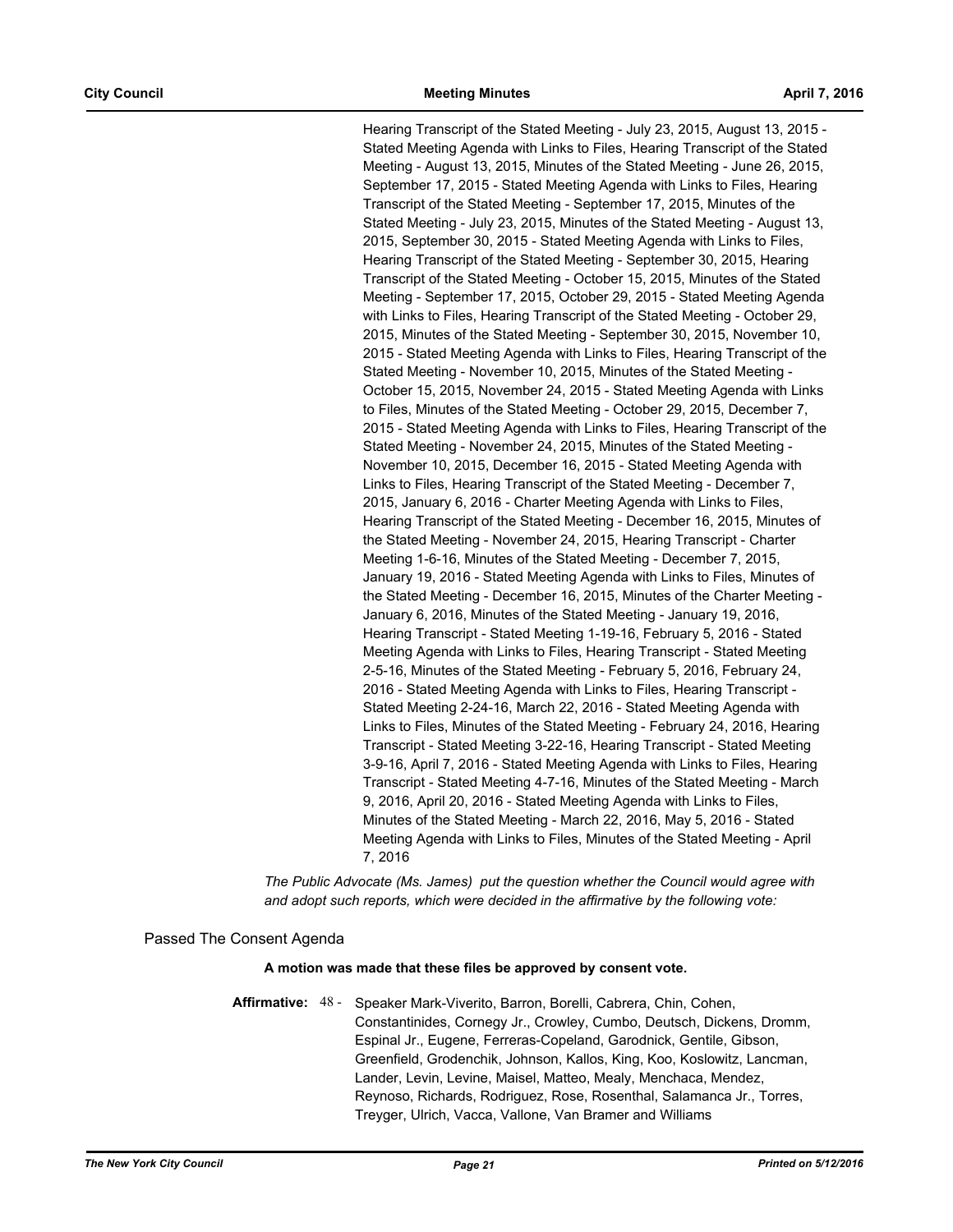Hearing Transcript of the Stated Meeting - July 23, 2015, August 13, 2015 - Stated Meeting Agenda with Links to Files, Hearing Transcript of the Stated Meeting - August 13, 2015, Minutes of the Stated Meeting - June 26, 2015, September 17, 2015 - Stated Meeting Agenda with Links to Files, Hearing Transcript of the Stated Meeting - September 17, 2015, Minutes of the Stated Meeting - July 23, 2015, Minutes of the Stated Meeting - August 13, 2015, September 30, 2015 - Stated Meeting Agenda with Links to Files, Hearing Transcript of the Stated Meeting - September 30, 2015, Hearing Transcript of the Stated Meeting - October 15, 2015, Minutes of the Stated Meeting - September 17, 2015, October 29, 2015 - Stated Meeting Agenda with Links to Files, Hearing Transcript of the Stated Meeting - October 29, 2015, Minutes of the Stated Meeting - September 30, 2015, November 10, 2015 - Stated Meeting Agenda with Links to Files, Hearing Transcript of the Stated Meeting - November 10, 2015, Minutes of the Stated Meeting - October 15, 2015, November 24, 2015 - Stated Meeting Agenda with Links to Files, Minutes of the Stated Meeting - October 29, 2015, December 7, 2015 - Stated Meeting Agenda with Links to Files, Hearing Transcript of the Stated Meeting - November 24, 2015, Minutes of the Stated Meeting - November 10, 2015, December 16, 2015 - Stated Meeting Agenda with Links to Files, Hearing Transcript of the Stated Meeting - December 7, 2015, January 6, 2016 - Charter Meeting Agenda with Links to Files, Hearing Transcript of the Stated Meeting - December 16, 2015, Minutes of the Stated Meeting - November 24, 2015, Hearing Transcript - Charter Meeting 1-6-16, Minutes of the Stated Meeting - December 7, 2015, January 19, 2016 - Stated Meeting Agenda with Links to Files, Minutes of the Stated Meeting - December 16, 2015, Minutes of the Charter Meeting - January 6, 2016, Minutes of the Stated Meeting - January 19, 2016, Hearing Transcript - Stated Meeting 1-19-16, February 5, 2016 - Stated Meeting Agenda with Links to Files, Hearing Transcript - Stated Meeting 2-5-16, Minutes of the Stated Meeting - February 5, 2016, February 24, 2016 - Stated Meeting Agenda with Links to Files, Hearing Transcript - Stated Meeting 2-24-16, March 22, 2016 - Stated Meeting Agenda with Links to Files, Minutes of the Stated Meeting - February 24, 2016, Hearing Transcript - Stated Meeting 3-22-16, Hearing Transcript - Stated Meeting 3-9-16, April 7, 2016 - Stated Meeting Agenda with Links to Files, Hearing Transcript - Stated Meeting 4-7-16, Minutes of the Stated Meeting - March 9, 2016, April 20, 2016 - Stated Meeting Agenda with Links to Files, Minutes of the Stated Meeting - March 22, 2016, May 5, 2016 - Stated Meeting Agenda with Links to Files, Minutes of the Stated Meeting - April 7, 2016

*The Public Advocate (Ms. James) put the question whether the Council would agree with and adopt such reports, which were decided in the affirmative by the following vote:*

Passed The Consent Agenda

**A motion was made that these files be approved by consent vote.**

**Affirmative:** 48 - Speaker Mark-Viverito, Barron, Borelli, Cabrera, Chin, Cohen, Constantinides, Cornegy Jr., Crowley, Cumbo, Deutsch, Dickens, Dromm, Espinal Jr., Eugene, Ferreras-Copeland, Garodnick, Gentile, Gibson, Greenfield, Grodenchik, Johnson, Kallos, King, Koo, Koslowitz, Lancman, Lander, Levin, Levine, Maisel, Matteo, Mealy, Menchaca, Mendez, Reynoso, Richards, Rodriguez, Rose, Rosenthal, Salamanca Jr., Torres, Treyger, Ulrich, Vacca, Vallone, Van Bramer and Williams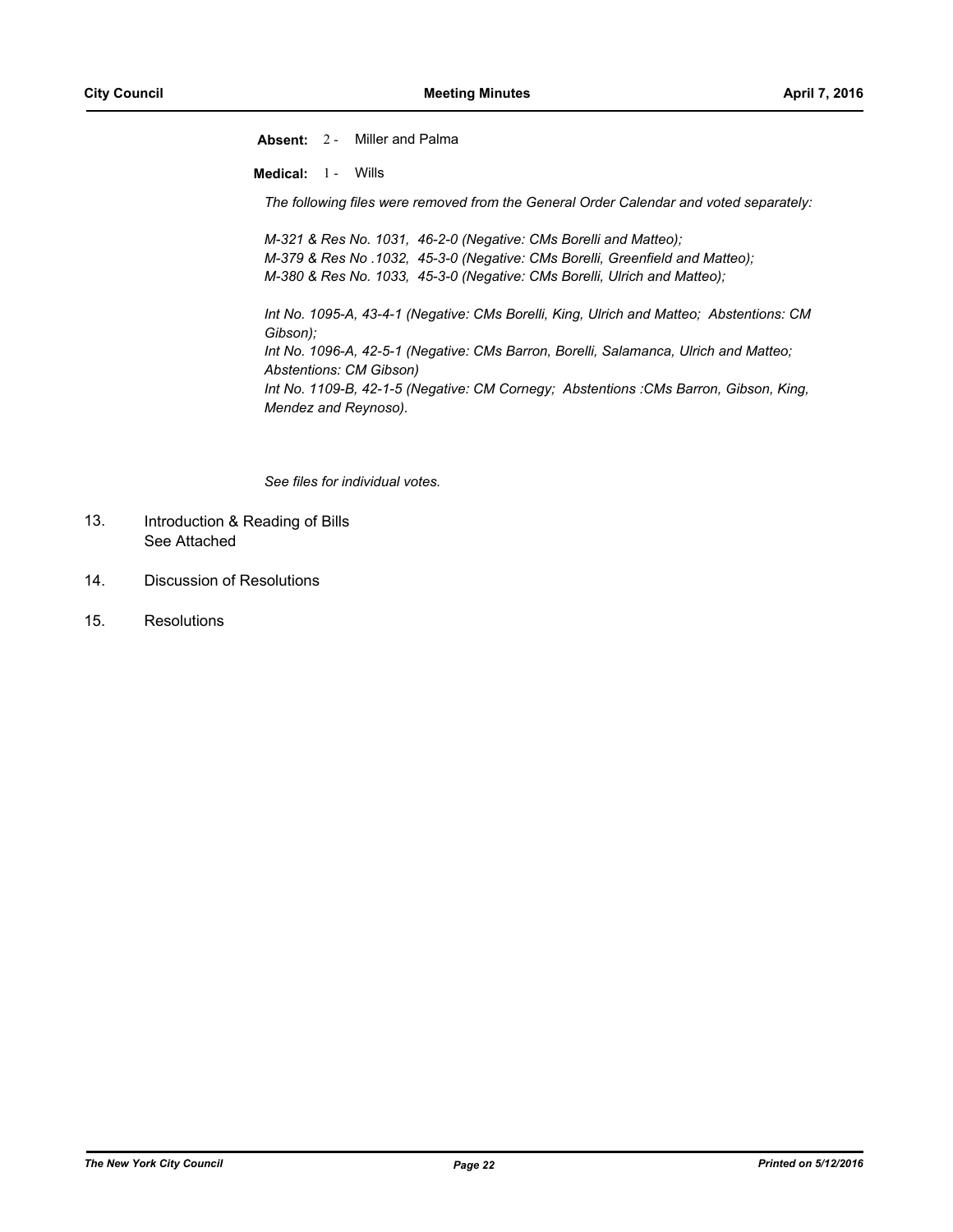**Absent:** 2 - Miller and Palma

**Medical:** 1 - Wills

*The following files were removed from the General Order Calendar and voted separately:*

*M-321 & Res No. 1031, 46-2-0 (Negative: CMs Borelli and Matteo);*
*M-379 & Res No .1032, 45-3-0 (Negative: CMs Borelli, Greenfield and Matteo);*
*M-380 & Res No. 1033, 45-3-0 (Negative: CMs Borelli, Ulrich and Matteo);*

*Int No. 1095-A, 43-4-1 (Negative: CMs Borelli, King, Ulrich and Matteo; Abstentions: CM Gibson);*
*Int No. 1096-A, 42-5-1 (Negative: CMs Barron, Borelli, Salamanca, Ulrich and Matteo; Abstentions: CM Gibson)*
*Int No. 1109-B, 42-1-5 (Negative: CM Cornegy; Abstentions :CMs Barron, Gibson, King, Mendez and Reynoso).*

*See files for individual votes.*

13. Introduction & Reading of Bills
    See Attached

14. Discussion of Resolutions

15. Resolutions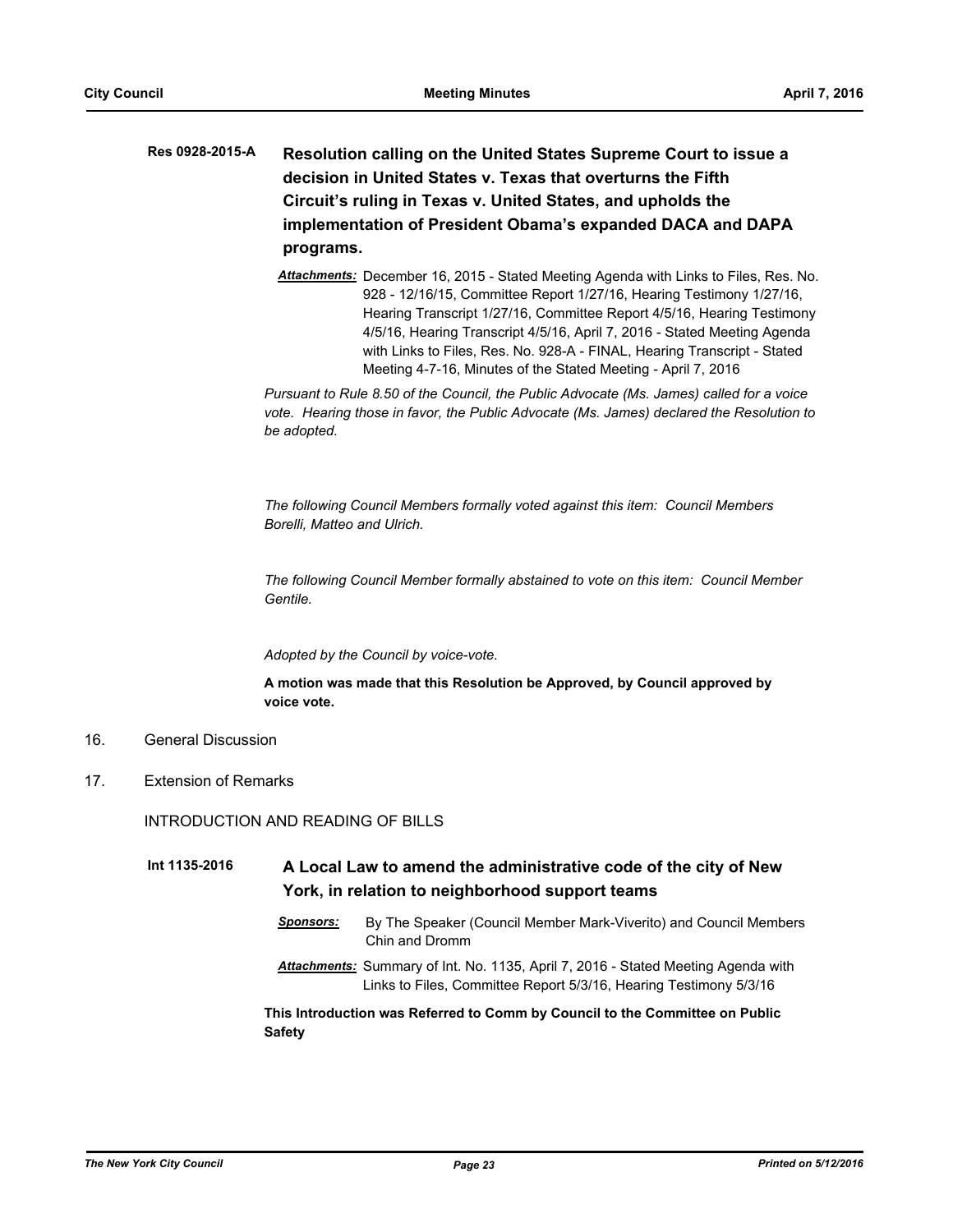**Res 0928-2015-A** **Resolution calling on the United States Supreme Court to issue a decision in United States v. Texas that overturns the Fifth Circuit's ruling in Texas v. United States, and upholds the implementation of President Obama's expanded DACA and DAPA programs.**

***Attachments:*** December 16, 2015 - Stated Meeting Agenda with Links to Files, Res. No. 928 - 12/16/15, Committee Report 1/27/16, Hearing Testimony 1/27/16, Hearing Transcript 1/27/16, Committee Report 4/5/16, Hearing Testimony 4/5/16, Hearing Transcript 4/5/16, April 7, 2016 - Stated Meeting Agenda with Links to Files, Res. No. 928-A - FINAL, Hearing Transcript - Stated Meeting 4-7-16, Minutes of the Stated Meeting - April 7, 2016

*Pursuant to Rule 8.50 of the Council, the Public Advocate (Ms. James) called for a voice vote. Hearing those in favor, the Public Advocate (Ms. James) declared the Resolution to be adopted.*

*The following Council Members formally voted against this item: Council Members Borelli, Matteo and Ulrich.*

*The following Council Member formally abstained to vote on this item: Council Member Gentile.*

*Adopted by the Council by voice-vote.*

**A motion was made that this Resolution be Approved, by Council approved by voice vote.**

16. General Discussion

17. Extension of Remarks

INTRODUCTION AND READING OF BILLS

**Int 1135-2016** **A Local Law to amend the administrative code of the city of New York, in relation to neighborhood support teams**

***Sponsors:*** By The Speaker (Council Member Mark-Viverito) and Council Members Chin and Dromm

***Attachments:*** Summary of Int. No. 1135, April 7, 2016 - Stated Meeting Agenda with Links to Files, Committee Report 5/3/16, Hearing Testimony 5/3/16

**This Introduction was Referred to Comm by Council to the Committee on Public Safety**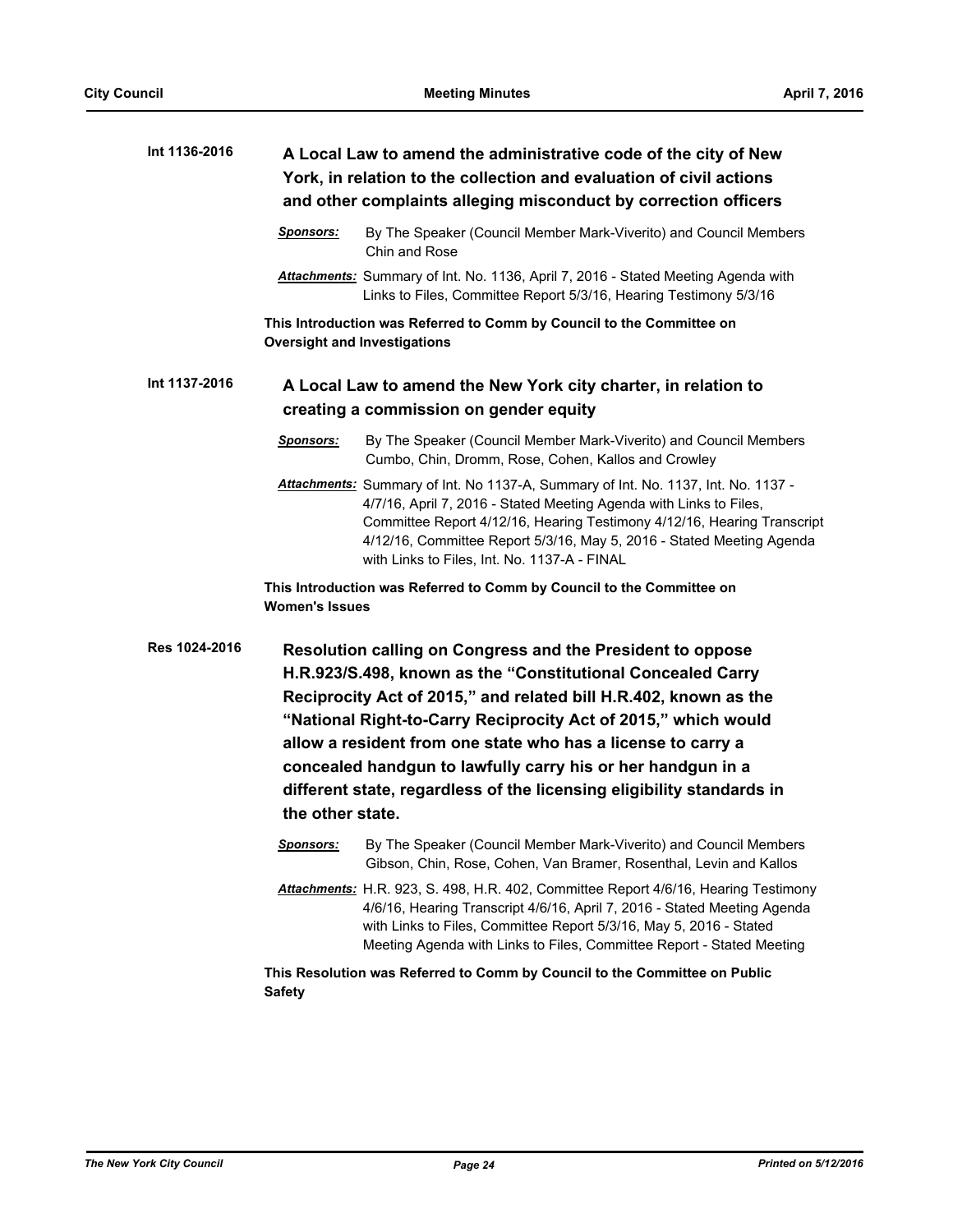**Int 1136-2016**

## A Local Law to amend the administrative code of the city of New York, in relation to the collection and evaluation of civil actions and other complaints alleging misconduct by correction officers

***Sponsors:*** By The Speaker (Council Member Mark-Viverito) and Council Members Chin and Rose

***Attachments:*** Summary of Int. No. 1136, April 7, 2016 - Stated Meeting Agenda with Links to Files, Committee Report 5/3/16, Hearing Testimony 5/3/16

**This Introduction was Referred to Comm by Council to the Committee on Oversight and Investigations**

**Int 1137-2016**

## A Local Law to amend the New York city charter, in relation to creating a commission on gender equity

***Sponsors:*** By The Speaker (Council Member Mark-Viverito) and Council Members Cumbo, Chin, Dromm, Rose, Cohen, Kallos and Crowley

***Attachments:*** Summary of Int. No 1137-A, Summary of Int. No. 1137, Int. No. 1137 - 4/7/16, April 7, 2016 - Stated Meeting Agenda with Links to Files, Committee Report 4/12/16, Hearing Testimony 4/12/16, Hearing Transcript 4/12/16, Committee Report 5/3/16, May 5, 2016 - Stated Meeting Agenda with Links to Files, Int. No. 1137-A - FINAL

**This Introduction was Referred to Comm by Council to the Committee on Women's Issues**

**Res 1024-2016**

## Resolution calling on Congress and the President to oppose H.R.923/S.498, known as the "Constitutional Concealed Carry Reciprocity Act of 2015," and related bill H.R.402, known as the "National Right-to-Carry Reciprocity Act of 2015," which would allow a resident from one state who has a license to carry a concealed handgun to lawfully carry his or her handgun in a different state, regardless of the licensing eligibility standards in the other state.

***Sponsors:*** By The Speaker (Council Member Mark-Viverito) and Council Members Gibson, Chin, Rose, Cohen, Van Bramer, Rosenthal, Levin and Kallos

***Attachments:*** H.R. 923, S. 498, H.R. 402, Committee Report 4/6/16, Hearing Testimony 4/6/16, Hearing Transcript 4/6/16, April 7, 2016 - Stated Meeting Agenda with Links to Files, Committee Report 5/3/16, May 5, 2016 - Stated Meeting Agenda with Links to Files, Committee Report - Stated Meeting

**This Resolution was Referred to Comm by Council to the Committee on Public Safety**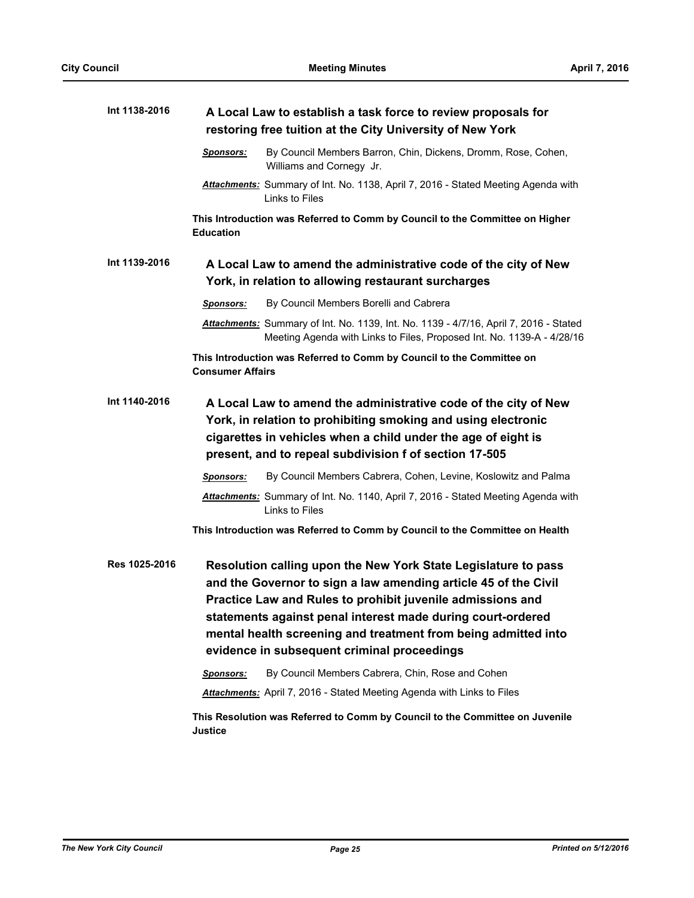**Int 1138-2016** **A Local Law to establish a task force to review proposals for restoring free tuition at the City University of New York**

***Sponsors:*** By Council Members Barron, Chin, Dickens, Dromm, Rose, Cohen, Williams and Cornegy Jr.

***Attachments:*** Summary of Int. No. 1138, April 7, 2016 - Stated Meeting Agenda with Links to Files

**This Introduction was Referred to Comm by Council to the Committee on Higher Education**

**Int 1139-2016** **A Local Law to amend the administrative code of the city of New York, in relation to allowing restaurant surcharges**

***Sponsors:*** By Council Members Borelli and Cabrera

***Attachments:*** Summary of Int. No. 1139, Int. No. 1139 - 4/7/16, April 7, 2016 - Stated Meeting Agenda with Links to Files, Proposed Int. No. 1139-A - 4/28/16

**This Introduction was Referred to Comm by Council to the Committee on Consumer Affairs**

**Int 1140-2016** **A Local Law to amend the administrative code of the city of New York, in relation to prohibiting smoking and using electronic cigarettes in vehicles when a child under the age of eight is present, and to repeal subdivision f of section 17-505**

***Sponsors:*** By Council Members Cabrera, Cohen, Levine, Koslowitz and Palma

***Attachments:*** Summary of Int. No. 1140, April 7, 2016 - Stated Meeting Agenda with Links to Files

**This Introduction was Referred to Comm by Council to the Committee on Health**

**Res 1025-2016** **Resolution calling upon the New York State Legislature to pass and the Governor to sign a law amending article 45 of the Civil Practice Law and Rules to prohibit juvenile admissions and statements against penal interest made during court-ordered mental health screening and treatment from being admitted into evidence in subsequent criminal proceedings**

***Sponsors:*** By Council Members Cabrera, Chin, Rose and Cohen

***Attachments:*** April 7, 2016 - Stated Meeting Agenda with Links to Files

**This Resolution was Referred to Comm by Council to the Committee on Juvenile Justice**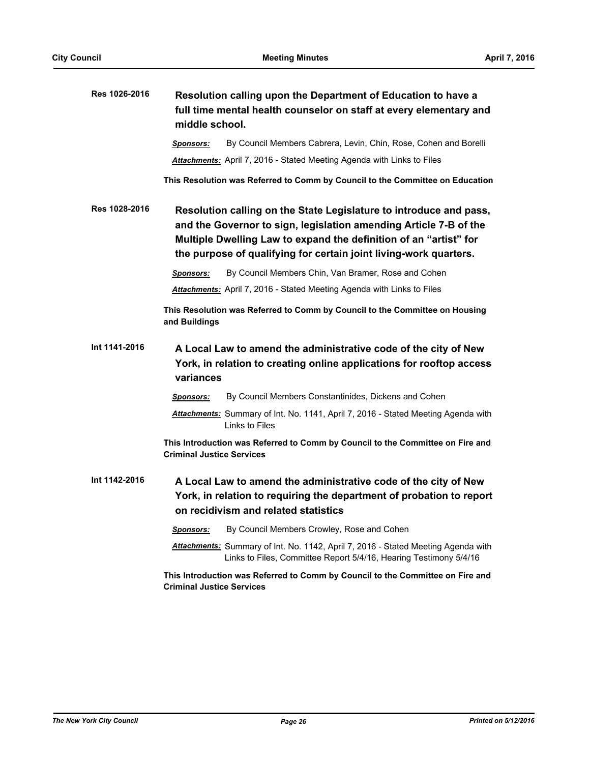**Res 1026-2016** **Resolution calling upon the Department of Education to have a full time mental health counselor on staff at every elementary and middle school.**

***Sponsors:*** By Council Members Cabrera, Levin, Chin, Rose, Cohen and Borelli

***Attachments:*** April 7, 2016 - Stated Meeting Agenda with Links to Files

**This Resolution was Referred to Comm by Council to the Committee on Education**

**Res 1028-2016** **Resolution calling on the State Legislature to introduce and pass, and the Governor to sign, legislation amending Article 7-B of the Multiple Dwelling Law to expand the definition of an "artist" for the purpose of qualifying for certain joint living-work quarters.**

***Sponsors:*** By Council Members Chin, Van Bramer, Rose and Cohen

***Attachments:*** April 7, 2016 - Stated Meeting Agenda with Links to Files

**This Resolution was Referred to Comm by Council to the Committee on Housing and Buildings**

**Int 1141-2016** **A Local Law to amend the administrative code of the city of New York, in relation to creating online applications for rooftop access variances**

***Sponsors:*** By Council Members Constantinides, Dickens and Cohen

***Attachments:*** Summary of Int. No. 1141, April 7, 2016 - Stated Meeting Agenda with Links to Files

**This Introduction was Referred to Comm by Council to the Committee on Fire and Criminal Justice Services**

**Int 1142-2016** **A Local Law to amend the administrative code of the city of New York, in relation to requiring the department of probation to report on recidivism and related statistics**

***Sponsors:*** By Council Members Crowley, Rose and Cohen

***Attachments:*** Summary of Int. No. 1142, April 7, 2016 - Stated Meeting Agenda with Links to Files, Committee Report 5/4/16, Hearing Testimony 5/4/16

**This Introduction was Referred to Comm by Council to the Committee on Fire and Criminal Justice Services**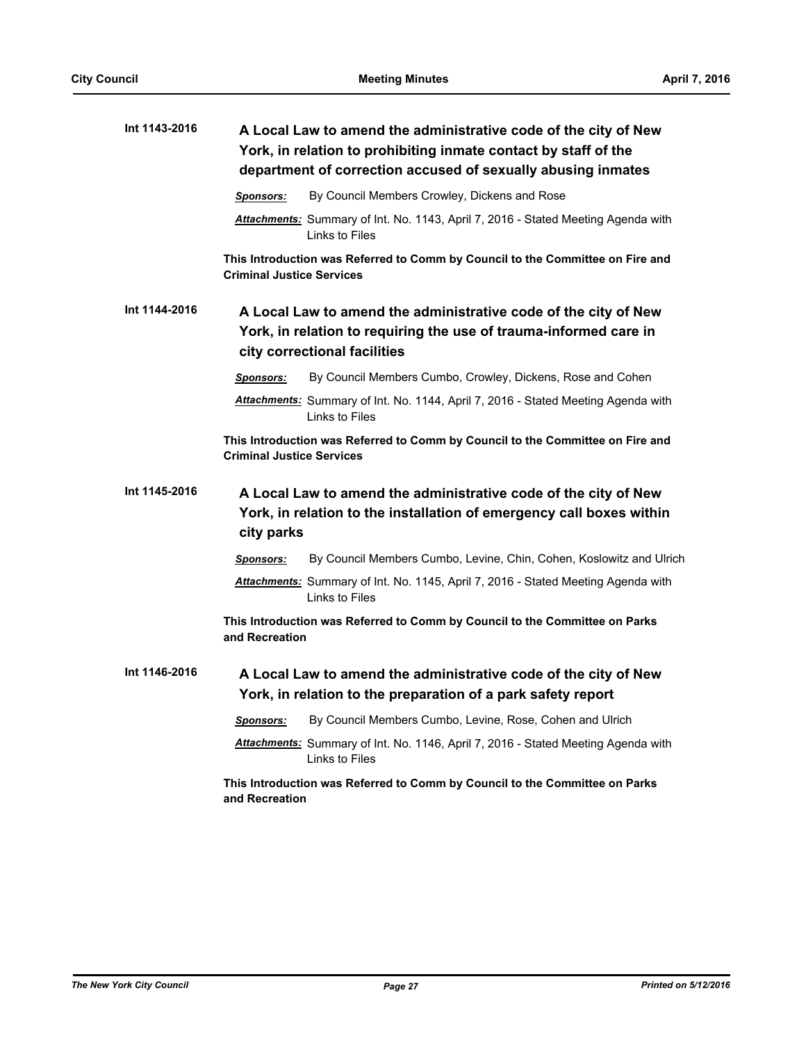**Int 1143-2016** **A Local Law to amend the administrative code of the city of New York, in relation to prohibiting inmate contact by staff of the department of correction accused of sexually abusing inmates**

***Sponsors:*** By Council Members Crowley, Dickens and Rose

***Attachments:*** Summary of Int. No. 1143, April 7, 2016 - Stated Meeting Agenda with Links to Files

**This Introduction was Referred to Comm by Council to the Committee on Fire and Criminal Justice Services**

**Int 1144-2016** **A Local Law to amend the administrative code of the city of New York, in relation to requiring the use of trauma-informed care in city correctional facilities**

***Sponsors:*** By Council Members Cumbo, Crowley, Dickens, Rose and Cohen

***Attachments:*** Summary of Int. No. 1144, April 7, 2016 - Stated Meeting Agenda with Links to Files

**This Introduction was Referred to Comm by Council to the Committee on Fire and Criminal Justice Services**

**Int 1145-2016** **A Local Law to amend the administrative code of the city of New York, in relation to the installation of emergency call boxes within city parks**

***Sponsors:*** By Council Members Cumbo, Levine, Chin, Cohen, Koslowitz and Ulrich

***Attachments:*** Summary of Int. No. 1145, April 7, 2016 - Stated Meeting Agenda with Links to Files

**This Introduction was Referred to Comm by Council to the Committee on Parks and Recreation**

**Int 1146-2016** **A Local Law to amend the administrative code of the city of New York, in relation to the preparation of a park safety report**

***Sponsors:*** By Council Members Cumbo, Levine, Rose, Cohen and Ulrich

***Attachments:*** Summary of Int. No. 1146, April 7, 2016 - Stated Meeting Agenda with Links to Files

**This Introduction was Referred to Comm by Council to the Committee on Parks and Recreation**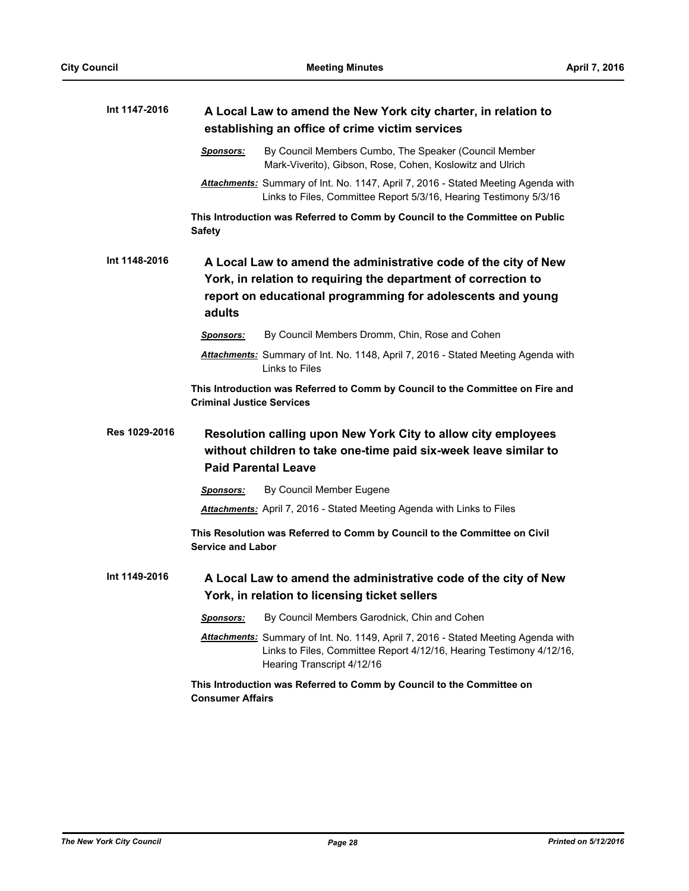**Int 1147-2016** 

### A Local Law to amend the New York city charter, in relation to establishing an office of crime victim services

***Sponsors:*** By Council Members Cumbo, The Speaker (Council Member Mark-Viverito), Gibson, Rose, Cohen, Koslowitz and Ulrich

***Attachments:*** Summary of Int. No. 1147, April 7, 2016 - Stated Meeting Agenda with Links to Files, Committee Report 5/3/16, Hearing Testimony 5/3/16

**This Introduction was Referred to Comm by Council to the Committee on Public Safety**

**Int 1148-2016** 

### A Local Law to amend the administrative code of the city of New York, in relation to requiring the department of correction to report on educational programming for adolescents and young adults

***Sponsors:*** By Council Members Dromm, Chin, Rose and Cohen

***Attachments:*** Summary of Int. No. 1148, April 7, 2016 - Stated Meeting Agenda with Links to Files

**This Introduction was Referred to Comm by Council to the Committee on Fire and Criminal Justice Services**

**Res 1029-2016** 

### Resolution calling upon New York City to allow city employees without children to take one-time paid six-week leave similar to Paid Parental Leave

***Sponsors:*** By Council Member Eugene

***Attachments:*** April 7, 2016 - Stated Meeting Agenda with Links to Files

**This Resolution was Referred to Comm by Council to the Committee on Civil Service and Labor**

**Int 1149-2016** 

### A Local Law to amend the administrative code of the city of New York, in relation to licensing ticket sellers

***Sponsors:*** By Council Members Garodnick, Chin and Cohen

***Attachments:*** Summary of Int. No. 1149, April 7, 2016 - Stated Meeting Agenda with Links to Files, Committee Report 4/12/16, Hearing Testimony 4/12/16, Hearing Transcript 4/12/16

**This Introduction was Referred to Comm by Council to the Committee on Consumer Affairs**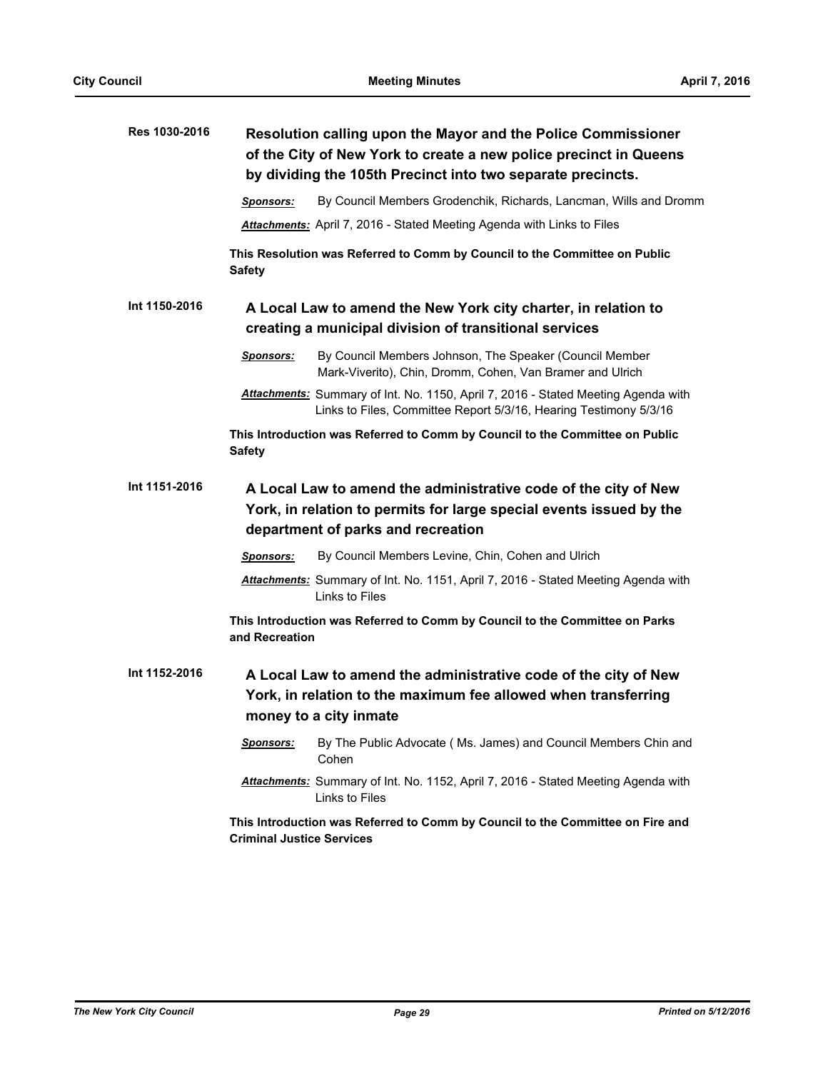**Res 1030-2016** **Resolution calling upon the Mayor and the Police Commissioner of the City of New York to create a new police precinct in Queens by dividing the 105th Precinct into two separate precincts.**

***Sponsors:*** By Council Members Grodenchik, Richards, Lancman, Wills and Dromm

***Attachments:*** April 7, 2016 - Stated Meeting Agenda with Links to Files

**This Resolution was Referred to Comm by Council to the Committee on Public Safety**

**Int 1150-2016** **A Local Law to amend the New York city charter, in relation to creating a municipal division of transitional services**

***Sponsors:*** By Council Members Johnson, The Speaker (Council Member Mark-Viverito), Chin, Dromm, Cohen, Van Bramer and Ulrich

***Attachments:*** Summary of Int. No. 1150, April 7, 2016 - Stated Meeting Agenda with Links to Files, Committee Report 5/3/16, Hearing Testimony 5/3/16

**This Introduction was Referred to Comm by Council to the Committee on Public Safety**

**Int 1151-2016** **A Local Law to amend the administrative code of the city of New York, in relation to permits for large special events issued by the department of parks and recreation**

***Sponsors:*** By Council Members Levine, Chin, Cohen and Ulrich

***Attachments:*** Summary of Int. No. 1151, April 7, 2016 - Stated Meeting Agenda with Links to Files

**This Introduction was Referred to Comm by Council to the Committee on Parks and Recreation**

**Int 1152-2016** **A Local Law to amend the administrative code of the city of New York, in relation to the maximum fee allowed when transferring money to a city inmate**

***Sponsors:*** By The Public Advocate ( Ms. James) and Council Members Chin and Cohen

***Attachments:*** Summary of Int. No. 1152, April 7, 2016 - Stated Meeting Agenda with Links to Files

**This Introduction was Referred to Comm by Council to the Committee on Fire and Criminal Justice Services**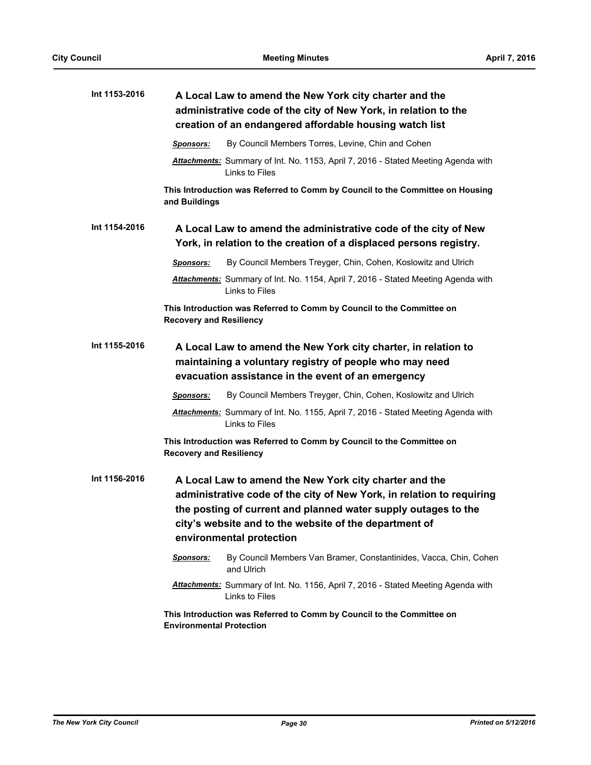**Int 1153-2016** **A Local Law to amend the New York city charter and the administrative code of the city of New York, in relation to the creation of an endangered affordable housing watch list**

***Sponsors:*** By Council Members Torres, Levine, Chin and Cohen

***Attachments:*** Summary of Int. No. 1153, April 7, 2016 - Stated Meeting Agenda with Links to Files

**This Introduction was Referred to Comm by Council to the Committee on Housing and Buildings**

**Int 1154-2016** **A Local Law to amend the administrative code of the city of New York, in relation to the creation of a displaced persons registry.**

***Sponsors:*** By Council Members Treyger, Chin, Cohen, Koslowitz and Ulrich

***Attachments:*** Summary of Int. No. 1154, April 7, 2016 - Stated Meeting Agenda with Links to Files

**This Introduction was Referred to Comm by Council to the Committee on Recovery and Resiliency**

**Int 1155-2016** **A Local Law to amend the New York city charter, in relation to maintaining a voluntary registry of people who may need evacuation assistance in the event of an emergency**

***Sponsors:*** By Council Members Treyger, Chin, Cohen, Koslowitz and Ulrich

***Attachments:*** Summary of Int. No. 1155, April 7, 2016 - Stated Meeting Agenda with Links to Files

**This Introduction was Referred to Comm by Council to the Committee on Recovery and Resiliency**

**Int 1156-2016** **A Local Law to amend the New York city charter and the administrative code of the city of New York, in relation to requiring the posting of current and planned water supply outages to the city's website and to the website of the department of environmental protection**

***Sponsors:*** By Council Members Van Bramer, Constantinides, Vacca, Chin, Cohen and Ulrich

***Attachments:*** Summary of Int. No. 1156, April 7, 2016 - Stated Meeting Agenda with Links to Files

**This Introduction was Referred to Comm by Council to the Committee on Environmental Protection**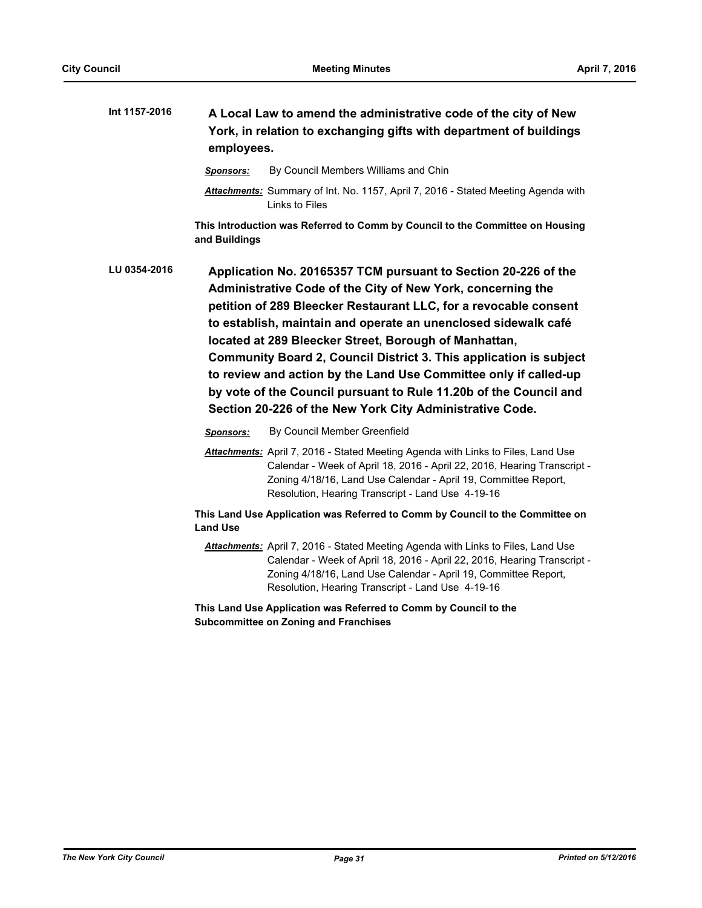**Int 1157-2016** **A Local Law to amend the administrative code of the city of New York, in relation to exchanging gifts with department of buildings employees.**

*Sponsors:* By Council Members Williams and Chin

*Attachments:* Summary of Int. No. 1157, April 7, 2016 - Stated Meeting Agenda with Links to Files

**This Introduction was Referred to Comm by Council to the Committee on Housing and Buildings**

**LU 0354-2016** **Application No. 20165357 TCM pursuant to Section 20-226 of the Administrative Code of the City of New York, concerning the petition of 289 Bleecker Restaurant LLC, for a revocable consent to establish, maintain and operate an unenclosed sidewalk café located at 289 Bleecker Street, Borough of Manhattan, Community Board 2, Council District 3. This application is subject to review and action by the Land Use Committee only if called-up by vote of the Council pursuant to Rule 11.20b of the Council and Section 20-226 of the New York City Administrative Code.**

*Sponsors:* By Council Member Greenfield

*Attachments:* April 7, 2016 - Stated Meeting Agenda with Links to Files, Land Use Calendar - Week of April 18, 2016 - April 22, 2016, Hearing Transcript - Zoning 4/18/16, Land Use Calendar - April 19, Committee Report, Resolution, Hearing Transcript - Land Use 4-19-16

**This Land Use Application was Referred to Comm by Council to the Committee on Land Use**

*Attachments:* April 7, 2016 - Stated Meeting Agenda with Links to Files, Land Use Calendar - Week of April 18, 2016 - April 22, 2016, Hearing Transcript - Zoning 4/18/16, Land Use Calendar - April 19, Committee Report, Resolution, Hearing Transcript - Land Use 4-19-16

**This Land Use Application was Referred to Comm by Council to the Subcommittee on Zoning and Franchises**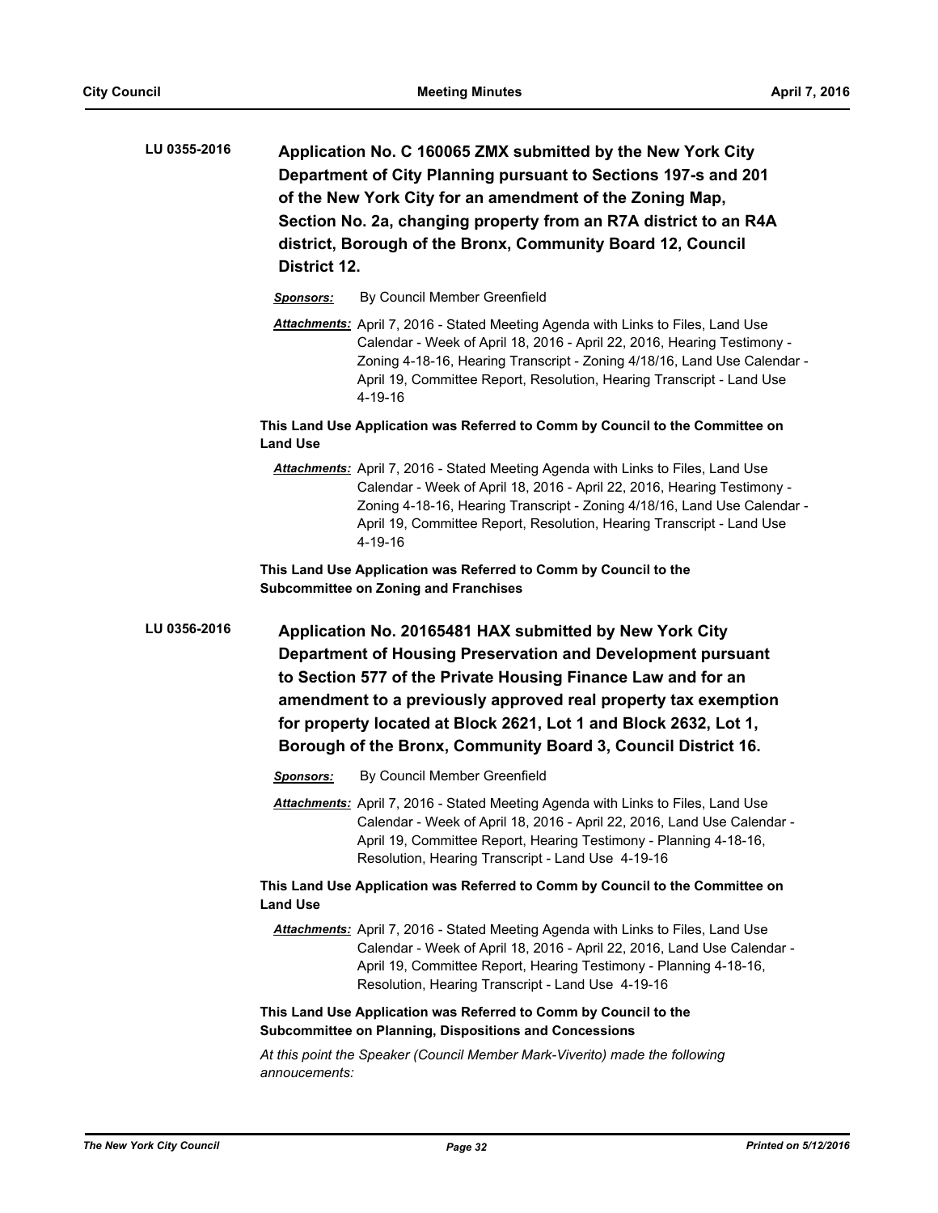**LU 0355-2016** **Application No. C 160065 ZMX submitted by the New York City Department of City Planning pursuant to Sections 197-s and 201 of the New York City for an amendment of the Zoning Map, Section No. 2a, changing property from an R7A district to an R4A district, Borough of the Bronx, Community Board 12, Council District 12.**

***Sponsors:*** By Council Member Greenfield

***Attachments:*** April 7, 2016 - Stated Meeting Agenda with Links to Files, Land Use Calendar - Week of April 18, 2016 - April 22, 2016, Hearing Testimony - Zoning 4-18-16, Hearing Transcript - Zoning 4/18/16, Land Use Calendar - April 19, Committee Report, Resolution, Hearing Transcript - Land Use 4-19-16

**This Land Use Application was Referred to Comm by Council to the Committee on Land Use**

***Attachments:*** April 7, 2016 - Stated Meeting Agenda with Links to Files, Land Use Calendar - Week of April 18, 2016 - April 22, 2016, Hearing Testimony - Zoning 4-18-16, Hearing Transcript - Zoning 4/18/16, Land Use Calendar - April 19, Committee Report, Resolution, Hearing Transcript - Land Use 4-19-16

**This Land Use Application was Referred to Comm by Council to the Subcommittee on Zoning and Franchises**

**LU 0356-2016** **Application No. 20165481 HAX submitted by New York City Department of Housing Preservation and Development pursuant to Section 577 of the Private Housing Finance Law and for an amendment to a previously approved real property tax exemption for property located at Block 2621, Lot 1 and Block 2632, Lot 1, Borough of the Bronx, Community Board 3, Council District 16.**

***Sponsors:*** By Council Member Greenfield

***Attachments:*** April 7, 2016 - Stated Meeting Agenda with Links to Files, Land Use Calendar - Week of April 18, 2016 - April 22, 2016, Land Use Calendar - April 19, Committee Report, Hearing Testimony - Planning 4-18-16, Resolution, Hearing Transcript - Land Use 4-19-16

**This Land Use Application was Referred to Comm by Council to the Committee on Land Use**

***Attachments:*** April 7, 2016 - Stated Meeting Agenda with Links to Files, Land Use Calendar - Week of April 18, 2016 - April 22, 2016, Land Use Calendar - April 19, Committee Report, Hearing Testimony - Planning 4-18-16, Resolution, Hearing Transcript - Land Use 4-19-16

**This Land Use Application was Referred to Comm by Council to the Subcommittee on Planning, Dispositions and Concessions**

*At this point the Speaker (Council Member Mark-Viverito) made the following annoucements:*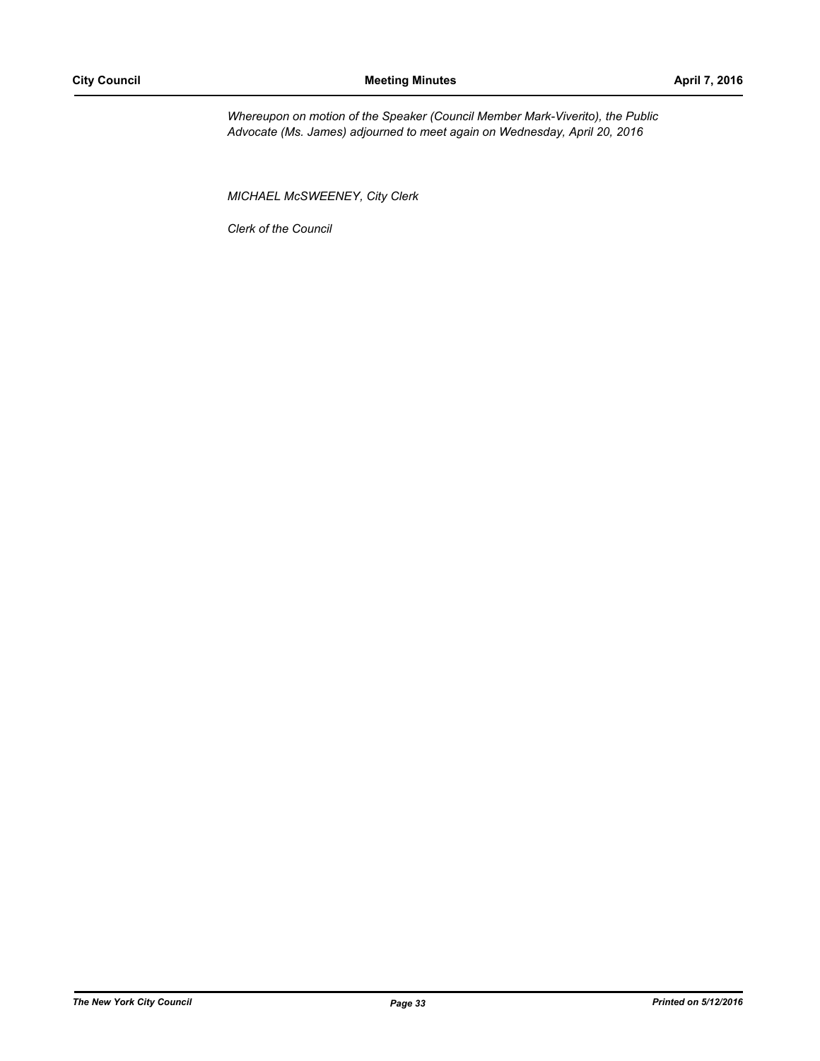*Whereupon on motion of the Speaker (Council Member Mark-Viverito), the Public Advocate (Ms. James) adjourned to meet again on Wednesday, April 20, 2016*

*MICHAEL McSWEENEY, City Clerk*

*Clerk of the Council*